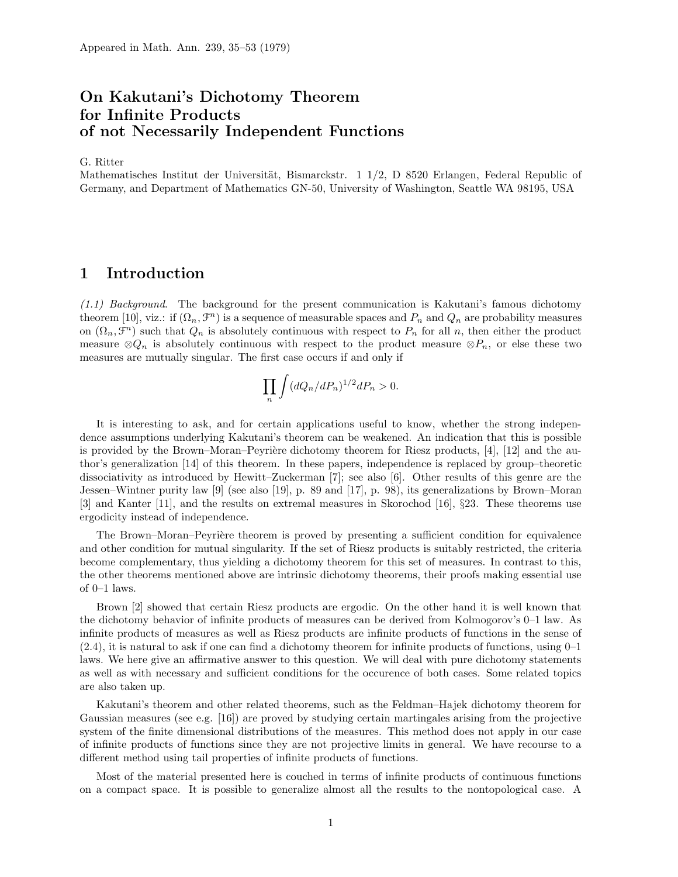Appeared in Math. Ann. 239, 35–53 (1979)

# On Kakutani's Dichotomy Theorem for Infinite Products of not Necessarily Independent Functions

G. Ritter
Mathematisches Institut der Universität, Bismarckstr. 1 1/2, D 8520 Erlangen, Federal Republic of Germany, and Department of Mathematics GN-50, University of Washington, Seattle WA 98195, USA

## 1 Introduction

*(1.1) Background*. The background for the present communication is Kakutani's famous dichotomy theorem [10], viz.: if $(\Omega_n, \mathcal{F}^n)$ is a sequence of measurable spaces and $P_n$ and $Q_n$ are probability measures on $(\Omega_n, \mathcal{F}^n)$ such that $Q_n$ is absolutely continuous with respect to $P_n$ for all $n$, then either the product measure $\otimes Q_n$ is absolutely continuous with respect to the product measure $\otimes P_n$, or else these two measures are mutually singular. The first case occurs if and only if

$$\prod_n \int (dQ_n/dP_n)^{1/2} dP_n > 0.$$

It is interesting to ask, and for certain applications useful to know, whether the strong independence assumptions underlying Kakutani's theorem can be weakened. An indication that this is possible is provided by the Brown–Moran–Peyrière dichotomy theorem for Riesz products, [4], [12] and the author's generalization [14] of this theorem. In these papers, independence is replaced by group–theoretic dissociativity as introduced by Hewitt–Zuckerman [7]; see also [6]. Other results of this genre are the Jessen–Wintner purity law [9] (see also [19], p. 89 and [17], p. 98), its generalizations by Brown–Moran [3] and Kanter [11], and the results on extremal measures in Skorochod [16], §23. These theorems use ergodicity instead of independence.

The Brown–Moran–Peyrière theorem is proved by presenting a sufficient condition for equivalence and other condition for mutual singularity. If the set of Riesz products is suitably restricted, the criteria become complementary, thus yielding a dichotomy theorem for this set of measures. In contrast to this, the other theorems mentioned above are intrinsic dichotomy theorems, their proofs making essential use of 0–1 laws.

Brown [2] showed that certain Riesz products are ergodic. On the other hand it is well known that the dichotomy behavior of infinite products of measures can be derived from Kolmogorov's 0–1 law. As infinite products of measures as well as Riesz products are infinite products of functions in the sense of (2.4), it is natural to ask if one can find a dichotomy theorem for infinite products of functions, using 0–1 laws. We here give an affirmative answer to this question. We will deal with pure dichotomy statements as well as with necessary and sufficient conditions for the occurence of both cases. Some related topics are also taken up.

Kakutani's theorem and other related theorems, such as the Feldman–Hajek dichotomy theorem for Gaussian measures (see e.g. [16]) are proved by studying certain martingales arising from the projective system of the finite dimensional distributions of the measures. This method does not apply in our case of infinite products of functions since they are not projective limits in general. We have recourse to a different method using tail properties of infinite products of functions.

Most of the material presented here is couched in terms of infinite products of continuous functions on a compact space. It is possible to generalize almost all the results to the nontopological case. A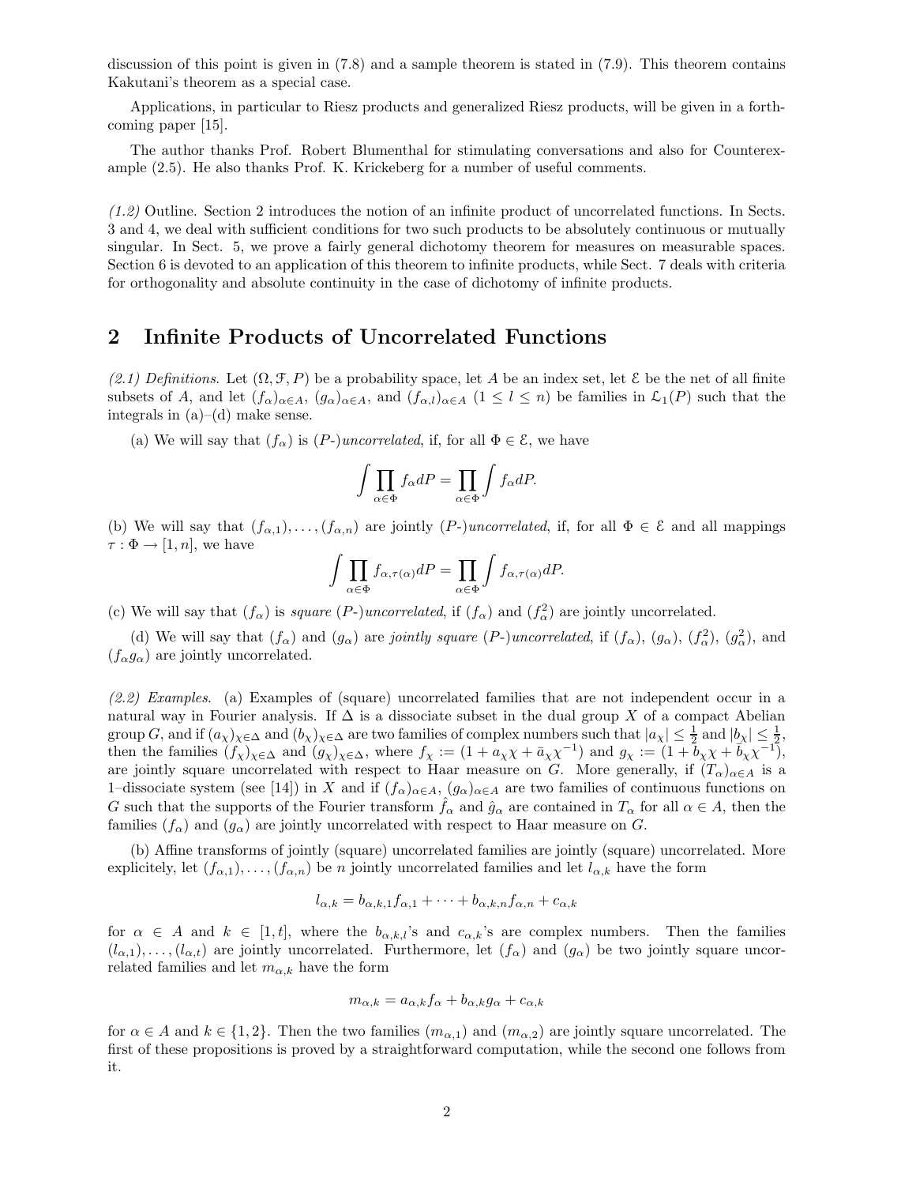discussion of this point is given in (7.8) and a sample theorem is stated in (7.9). This theorem contains Kakutani's theorem as a special case.

Applications, in particular to Riesz products and generalized Riesz products, will be given in a forthcoming paper [15].

The author thanks Prof. Robert Blumenthal for stimulating conversations and also for Counterexample (2.5). He also thanks Prof. K. Krickeberg for a number of useful comments.

*(1.2)* Outline. Section 2 introduces the notion of an infinite product of uncorrelated functions. In Sects. 3 and 4, we deal with sufficient conditions for two such products to be absolutely continuous or mutually singular. In Sect. 5, we prove a fairly general dichotomy theorem for measures on measurable spaces. Section 6 is devoted to an application of this theorem to infinite products, while Sect. 7 deals with criteria for orthogonality and absolute continuity in the case of dichotomy of infinite products.

## 2 Infinite Products of Uncorrelated Functions

*(2.1) Definitions.* Let $(\Omega, \mathcal{F}, P)$ be a probability space, let $A$ be an index set, let $\mathcal{E}$ be the net of all finite subsets of $A$, and let $(f_\alpha)_{\alpha \in A}$, $(g_\alpha)_{\alpha \in A}$, and $(f_{\alpha,l})_{\alpha \in A}$ $(1 \le l \le n)$ be families in $\mathcal{L}_1(P)$ such that the integrals in (a)–(d) make sense.

(a) We will say that $(f_\alpha)$ is $(P$-$)$*uncorrelated*, if, for all $\Phi \in \mathcal{E}$, we have

$$\int \prod_{\alpha \in \Phi} f_\alpha dP = \prod_{\alpha \in \Phi} \int f_\alpha dP.$$

(b) We will say that $(f_{\alpha,1}), \ldots, (f_{\alpha,n})$ are jointly $(P$-$)$*uncorrelated*, if, for all $\Phi \in \mathcal{E}$ and all mappings $\tau : \Phi \to [1, n]$, we have

$$\int \prod_{\alpha \in \Phi} f_{\alpha,\tau(\alpha)} dP = \prod_{\alpha \in \Phi} \int f_{\alpha,\tau(\alpha)} dP.$$

(c) We will say that $(f_\alpha)$ is *square* $(P$-$)$*uncorrelated*, if $(f_\alpha)$ and $(f_\alpha^2)$ are jointly uncorrelated.

(d) We will say that $(f_\alpha)$ and $(g_\alpha)$ are *jointly square* $(P$-$)$*uncorrelated*, if $(f_\alpha)$, $(g_\alpha)$, $(f_\alpha^2)$, $(g_\alpha^2)$, and $(f_\alpha g_\alpha)$ are jointly uncorrelated.

*(2.2) Examples.* (a) Examples of (square) uncorrelated families that are not independent occur in a natural way in Fourier analysis. If $\Delta$ is a dissociate subset in the dual group $X$ of a compact Abelian group $G$, and if $(a_\chi)_{\chi \in \Delta}$ and $(b_\chi)_{\chi \in \Delta}$ are two families of complex numbers such that $|a_\chi| \le \frac{1}{2}$ and $|b_\chi| \le \frac{1}{2}$, then the families $(f_\chi)_{\chi \in \Delta}$ and $(g_\chi)_{\chi \in \Delta}$, where $f_\chi := (1 + a_\chi \chi + \bar{a}_\chi \chi^{-1})$ and $g_\chi := (1 + b_\chi \chi + \bar{b}_\chi \chi^{-1})$, are jointly square uncorrelated with respect to Haar measure on $G$. More generally, if $(T_\alpha)_{\alpha \in A}$ is a 1–dissociate system (see [14]) in $X$ and if $(f_\alpha)_{\alpha \in A}$, $(g_\alpha)_{\alpha \in A}$ are two families of continuous functions on $G$ such that the supports of the Fourier transform $\hat{f}_\alpha$ and $\hat{g}_\alpha$ are contained in $T_\alpha$ for all $\alpha \in A$, then the families $(f_\alpha)$ and $(g_\alpha)$ are jointly uncorrelated with respect to Haar measure on $G$.

(b) Affine transforms of jointly (square) uncorrelated families are jointly (square) uncorrelated. More explicitely, let $(f_{\alpha,1}), \ldots, (f_{\alpha,n})$ be $n$ jointly uncorrelated families and let $l_{\alpha,k}$ have the form

$$l_{\alpha,k} = b_{\alpha,k,1} f_{\alpha,1} + \cdots + b_{\alpha,k,n} f_{\alpha,n} + c_{\alpha,k}$$

for $\alpha \in A$ and $k \in [1, t]$, where the $b_{\alpha,k,l}$'s and $c_{\alpha,k}$'s are complex numbers. Then the families $(l_{\alpha,1}), \ldots, (l_{\alpha,t})$ are jointly uncorrelated. Furthermore, let $(f_\alpha)$ and $(g_\alpha)$ be two jointly square uncorrelated families and let $m_{\alpha,k}$ have the form

$$m_{\alpha,k} = a_{\alpha,k} f_\alpha + b_{\alpha,k} g_\alpha + c_{\alpha,k}$$

for $\alpha \in A$ and $k \in \{1, 2\}$. Then the two families $(m_{\alpha,1})$ and $(m_{\alpha,2})$ are jointly square uncorrelated. The first of these propositions is proved by a straightforward computation, while the second one follows from it.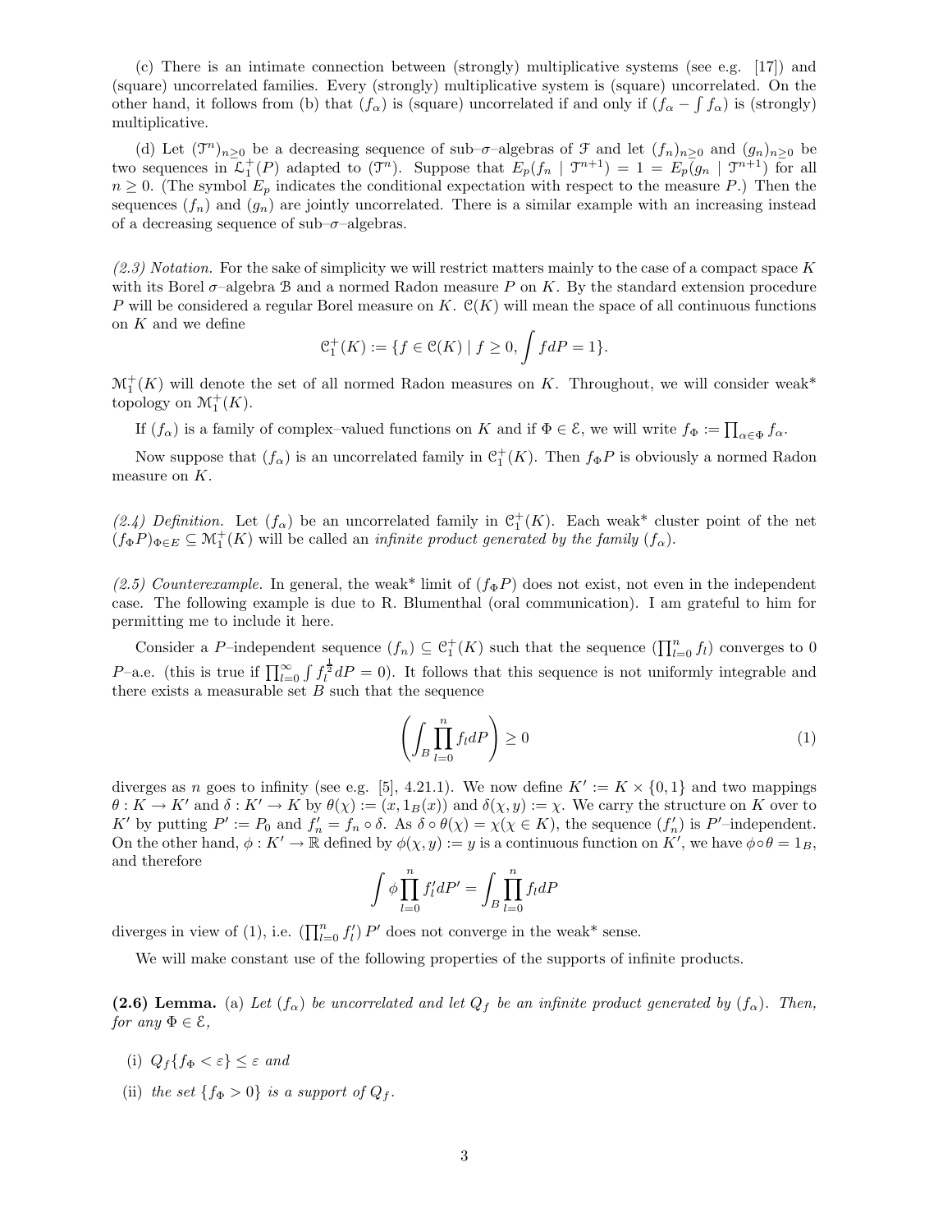(c) There is an intimate connection between (strongly) multiplicative systems (see e.g. [17]) and (square) uncorrelated families. Every (strongly) multiplicative system is (square) uncorrelated. On the other hand, it follows from (b) that $(f_\alpha)$ is (square) uncorrelated if and only if $(f_\alpha - \int f_\alpha)$ is (strongly) multiplicative.

(d) Let $(\mathcal{T}^n)_{n\geq 0}$ be a decreasing sequence of sub–$\sigma$–algebras of $\mathcal{F}$ and let $(f_n)_{n\geq 0}$ and $(g_n)_{n\geq 0}$ be two sequences in $\mathcal{L}_1^+(P)$ adapted to $(\mathcal{T}^n)$. Suppose that $E_p(f_n \mid \mathcal{T}^{n+1}) = 1 = E_p(g_n \mid \mathcal{T}^{n+1})$ for all $n \geq 0$. (The symbol $E_p$ indicates the conditional expectation with respect to the measure $P$.) Then the sequences $(f_n)$ and $(g_n)$ are jointly uncorrelated. There is a similar example with an increasing instead of a decreasing sequence of sub–$\sigma$–algebras.

*(2.3) Notation.* For the sake of simplicity we will restrict matters mainly to the case of a compact space $K$ with its Borel $\sigma$–algebra $\mathcal{B}$ and a normed Radon measure $P$ on $K$. By the standard extension procedure $P$ will be considered a regular Borel measure on $K$. $\mathcal{C}(K)$ will mean the space of all continuous functions on $K$ and we define

$$\mathcal{C}_1^+(K) := \{f \in \mathcal{C}(K) \mid f \geq 0, \int f dP = 1\}.$$

$\mathcal{M}_1^+(K)$ will denote the set of all normed Radon measures on $K$. Throughout, we will consider weak* topology on $\mathcal{M}_1^+(K)$.

If $(f_\alpha)$ is a family of complex–valued functions on $K$ and if $\Phi \in \mathcal{E}$, we will write $f_\Phi := \prod_{\alpha\in\Phi} f_\alpha$.

Now suppose that $(f_\alpha)$ is an uncorrelated family in $\mathcal{C}_1^+(K)$. Then $f_\Phi P$ is obviously a normed Radon measure on $K$.

*(2.4) Definition.* Let $(f_\alpha)$ be an uncorrelated family in $\mathcal{C}_1^+(K)$. Each weak* cluster point of the net $(f_\Phi P)_{\Phi\in E} \subseteq \mathcal{M}_1^+(K)$ will be called an *infinite product generated by the family* $(f_\alpha)$.

*(2.5) Counterexample.* In general, the weak* limit of $(f_\Phi P)$ does not exist, not even in the independent case. The following example is due to R. Blumenthal (oral communication). I am grateful to him for permitting me to include it here.

Consider a $P$–independent sequence $(f_n) \subseteq \mathcal{C}_1^+(K)$ such that the sequence $(\prod_{l=0}^n f_l)$ converges to 0 $P$–a.e. (this is true if $\prod_{l=0}^\infty \int f_l^{\frac{1}{2}} dP = 0$). It follows that this sequence is not uniformly integrable and there exists a measurable set $B$ such that the sequence

$$\left(\int_B \prod_{l=0}^n f_l dP\right) \geq 0 \tag{1}$$

diverges as $n$ goes to infinity (see e.g. [5], 4.21.1). We now define $K' := K \times \{0,1\}$ and two mappings $\theta : K \to K'$ and $\delta : K' \to K$ by $\theta(\chi) := (x, 1_B(x))$ and $\delta(\chi, y) := \chi$. We carry the structure on $K$ over to $K'$ by putting $P' := P_0$ and $f_n' = f_n \circ \delta$. As $\delta \circ \theta(\chi) = \chi(\chi \in K)$, the sequence $(f_n')$ is $P'$–independent. On the other hand, $\phi : K' \to \mathbb{R}$ defined by $\phi(\chi, y) := y$ is a continuous function on $K'$, we have $\phi \circ \theta = 1_B$, and therefore

$$\int \phi \prod_{l=0}^n f_l' dP' = \int_B \prod_{l=0}^n f_l dP$$

diverges in view of (1), i.e. $(\prod_{l=0}^n f_l')\, P'$ does not converge in the weak* sense.

We will make constant use of the following properties of the supports of infinite products.

**(2.6) Lemma.** (a) *Let $(f_\alpha)$ be uncorrelated and let $Q_f$ be an infinite product generated by $(f_\alpha)$. Then, for any $\Phi \in \mathcal{E}$,*

(i) *$Q_f\{f_\Phi < \varepsilon\} \leq \varepsilon$ and*

(ii) *the set $\{f_\Phi > 0\}$ is a support of $Q_f$.*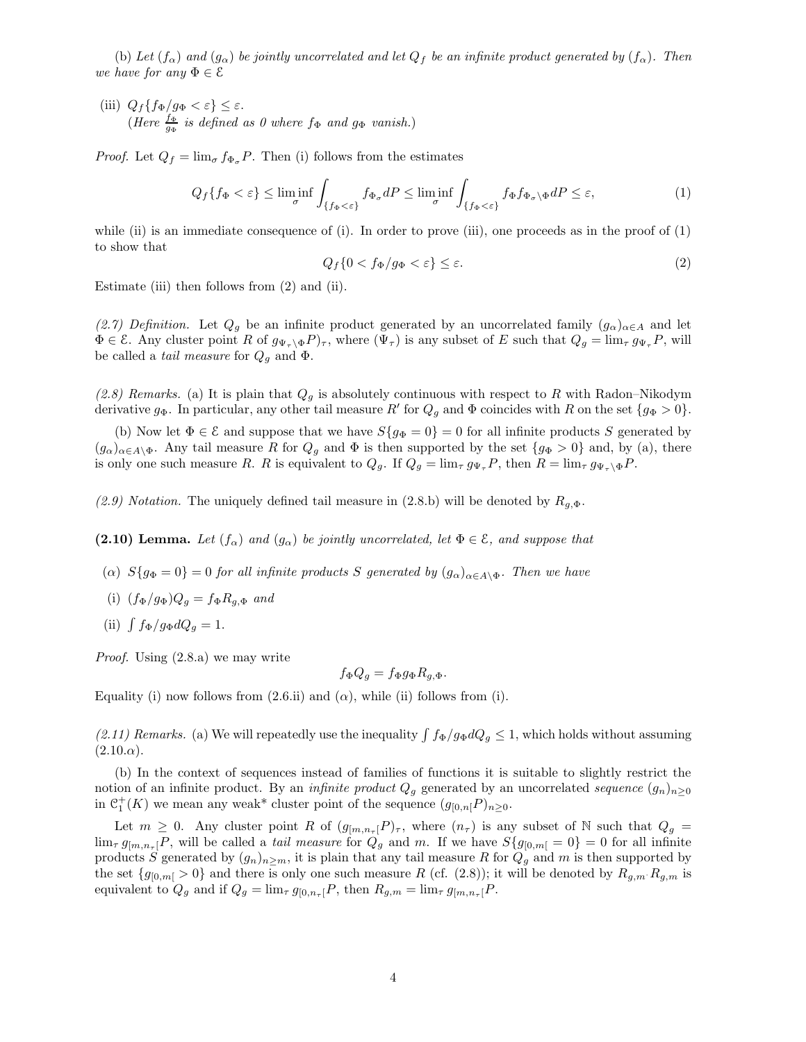(b) *Let $(f_\alpha)$ and $(g_\alpha)$ be jointly uncorrelated and let $Q_f$ be an infinite product generated by $(f_\alpha)$. Then we have for any $\Phi \in \mathcal{E}$*

(iii) $Q_f\{f_\Phi/g_\Phi < \varepsilon\} \leq \varepsilon$.
(*Here* $\frac{f_\Phi}{g_\Phi}$ *is defined as 0 where* $f_\Phi$ *and* $g_\Phi$ *vanish.*)

*Proof.* Let $Q_f = \lim_\sigma f_{\Phi_\sigma} P$. Then (i) follows from the estimates

$$Q_f\{f_\Phi < \varepsilon\} \leq \liminf_\sigma \int_{\{f_\Phi < \varepsilon\}} f_{\Phi_\sigma} dP \leq \liminf_\sigma \int_{\{f_\Phi < \varepsilon\}} f_\Phi f_{\Phi_\sigma \setminus \Phi} dP \leq \varepsilon, \tag{1}$$

while (ii) is an immediate consequence of (i). In order to prove (iii), one proceeds as in the proof of (1) to show that

$$Q_f\{0 < f_\Phi/g_\Phi < \varepsilon\} \leq \varepsilon. \tag{2}$$

Estimate (iii) then follows from (2) and (ii).

*(2.7) Definition.* Let $Q_g$ be an infinite product generated by an uncorrelated family $(g_\alpha)_{\alpha \in A}$ and let $\Phi \in \mathcal{E}$. Any cluster point $R$ of $g_{\Psi_\tau \setminus \Phi} P)_\tau$, where $(\Psi_\tau)$ is any subset of $E$ such that $Q_g = \lim_\tau g_{\Psi_\tau} P$, will be called a *tail measure* for $Q_g$ and $\Phi$.

*(2.8) Remarks.* (a) It is plain that $Q_g$ is absolutely continuous with respect to $R$ with Radon–Nikodym derivative $g_\Phi$. In particular, any other tail measure $R'$ for $Q_g$ and $\Phi$ coincides with $R$ on the set $\{g_\Phi > 0\}$.

(b) Now let $\Phi \in \mathcal{E}$ and suppose that we have $S\{g_\Phi = 0\} = 0$ for all infinite products $S$ generated by $(g_\alpha)_{\alpha \in A \setminus \Phi}$. Any tail measure $R$ for $Q_g$ and $\Phi$ is then supported by the set $\{g_\Phi > 0\}$ and, by (a), there is only one such measure $R$. $R$ is equivalent to $Q_g$. If $Q_g = \lim_\tau g_{\Psi_\tau} P$, then $R = \lim_\tau g_{\Psi_\tau \setminus \Phi} P$.

*(2.9) Notation.* The uniquely defined tail measure in (2.8.b) will be denoted by $R_{g,\Phi}$.

**(2.10) Lemma.** *Let $(f_\alpha)$ and $(g_\alpha)$ be jointly uncorrelated, let $\Phi \in \mathcal{E}$, and suppose that*

($\alpha$) $S\{g_\Phi = 0\} = 0$ *for all infinite products $S$ generated by $(g_\alpha)_{\alpha \in A \setminus \Phi}$. Then we have*

(i) $(f_\Phi/g_\Phi) Q_g = f_\Phi R_{g,\Phi}$ *and*

(ii) $\int f_\Phi/g_\Phi dQ_g = 1$.

*Proof.* Using (2.8.a) we may write

$$f_\Phi Q_g = f_\Phi g_\Phi R_{g,\Phi}.$$

Equality (i) now follows from (2.6.ii) and ($\alpha$), while (ii) follows from (i).

*(2.11) Remarks.* (a) We will repeatedly use the inequality $\int f_\Phi/g_\Phi dQ_g \leq 1$, which holds without assuming (2.10.$\alpha$).

(b) In the context of sequences instead of families of functions it is suitable to slightly restrict the notion of an infinite product. By an *infinite product* $Q_g$ generated by an uncorrelated *sequence* $(g_n)_{n \geq 0}$ in $\mathcal{C}_1^+(K)$ we mean any weak* cluster point of the sequence $(g_{[0,n[}P)_{n \geq 0}$.

Let $m \geq 0$. Any cluster point $R$ of $(g_{[m,n_\tau[}P)_\tau$, where $(n_\tau)$ is any subset of $\mathbb{N}$ such that $Q_g = \lim_\tau g_{[m,n_\tau[}P$, will be called a *tail measure* for $Q_g$ and $m$. If we have $S\{g_{[0,m[} = 0\} = 0$ for all infinite products $S$ generated by $(g_n)_{n \geq m}$, it is plain that any tail measure $R$ for $Q_g$ and $m$ is then supported by the set $\{g_{[0,m[} > 0\}$ and there is only one such measure $R$ (cf. (2.8)); it will be denoted by $R_{g,m}$. $R_{g,m}$ is equivalent to $Q_g$ and if $Q_g = \lim_\tau g_{[0,n_\tau[}P$, then $R_{g,m} = \lim_\tau g_{[m,n_\tau[}P$.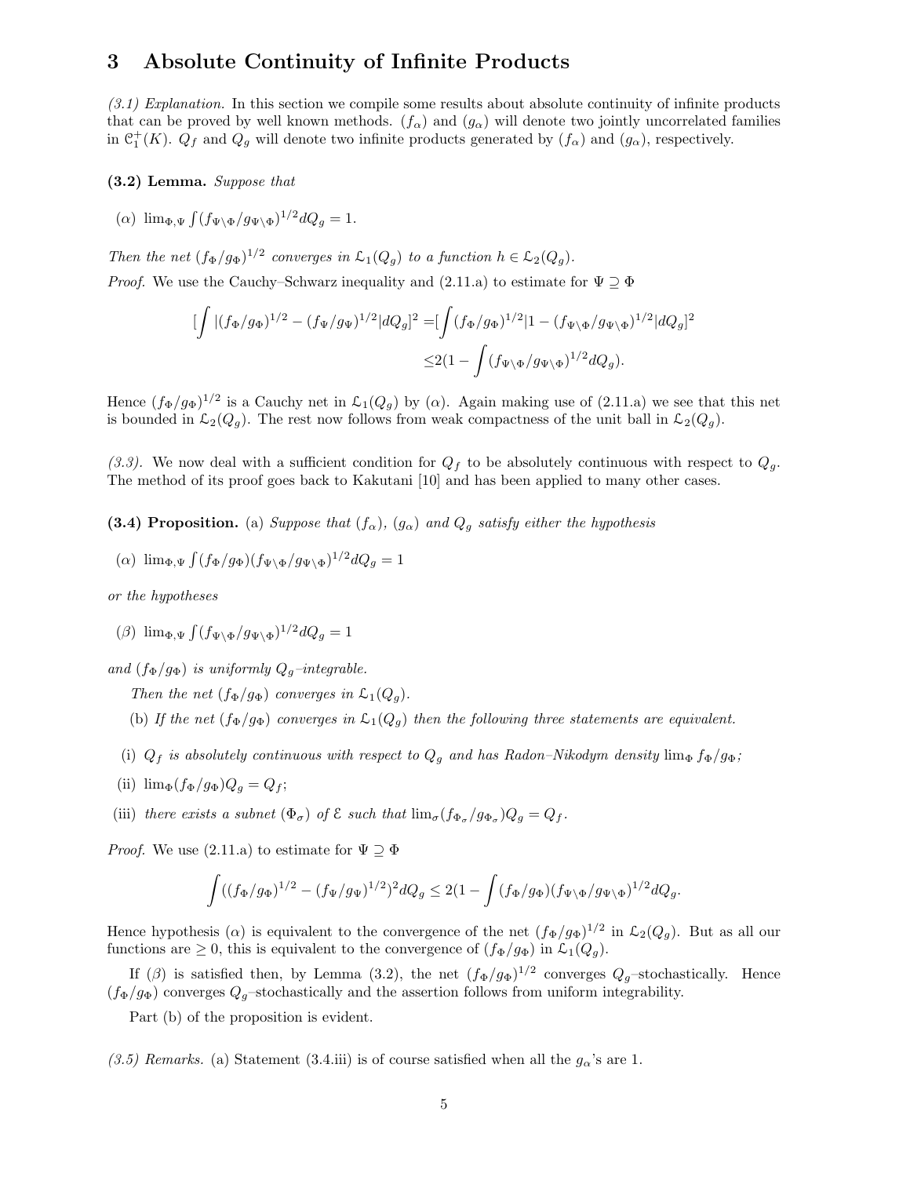# 3 Absolute Continuity of Infinite Products

*(3.1) Explanation.* In this section we compile some results about absolute continuity of infinite products that can be proved by well known methods. $(f_\alpha)$ and $(g_\alpha)$ will denote two jointly uncorrelated families in $\mathcal{C}_1^+(K)$. $Q_f$ and $Q_g$ will denote two infinite products generated by $(f_\alpha)$ and $(g_\alpha)$, respectively.

**(3.2) Lemma.** *Suppose that*

($\alpha$) $\lim_{\Phi,\Psi} \int (f_{\Psi\setminus\Phi}/g_{\Psi\setminus\Phi})^{1/2} dQ_g = 1$.

*Then the net $(f_\Phi/g_\Phi)^{1/2}$ converges in $\mathcal{L}_1(Q_g)$ to a function $h \in \mathcal{L}_2(Q_g)$.*

*Proof.* We use the Cauchy–Schwarz inequality and (2.11.a) to estimate for $\Psi \supseteq \Phi$

$$
\begin{aligned}
[\int |(f_\Phi/g_\Phi)^{1/2} - (f_\Psi/g_\Psi)^{1/2}| dQ_g]^2 &= [\int (f_\Phi/g_\Phi)^{1/2} |1 - (f_{\Psi\setminus\Phi}/g_{\Psi\setminus\Phi})^{1/2}| dQ_g]^2 \\
&\leq 2(1 - \int (f_{\Psi\setminus\Phi}/g_{\Psi\setminus\Phi})^{1/2} dQ_g).
\end{aligned}
$$

Hence $(f_\Phi/g_\Phi)^{1/2}$ is a Cauchy net in $\mathcal{L}_1(Q_g)$ by ($\alpha$). Again making use of (2.11.a) we see that this net is bounded in $\mathcal{L}_2(Q_g)$. The rest now follows from weak compactness of the unit ball in $\mathcal{L}_2(Q_g)$.

*(3.3).* We now deal with a sufficient condition for $Q_f$ to be absolutely continuous with respect to $Q_g$. The method of its proof goes back to Kakutani [10] and has been applied to many other cases.

**(3.4) Proposition.** (a) *Suppose that $(f_\alpha)$, $(g_\alpha)$ and $Q_g$ satisfy either the hypothesis*

($\alpha$) $\lim_{\Phi,\Psi} \int (f_\Phi/g_\Phi)(f_{\Psi\setminus\Phi}/g_{\Psi\setminus\Phi})^{1/2} dQ_g = 1$

*or the hypotheses*

($\beta$) $\lim_{\Phi,\Psi} \int (f_{\Psi\setminus\Phi}/g_{\Psi\setminus\Phi})^{1/2} dQ_g = 1$

*and $(f_\Phi/g_\Phi)$ is uniformly $Q_g$–integrable.*

*Then the net $(f_\Phi/g_\Phi)$ converges in $\mathcal{L}_1(Q_g)$.*

(b) *If the net $(f_\Phi/g_\Phi)$ converges in $\mathcal{L}_1(Q_g)$ then the following three statements are equivalent.*

(i) *$Q_f$ is absolutely continuous with respect to $Q_g$ and has Radon–Nikodym density $\lim_\Phi f_\Phi/g_\Phi$;*

(ii) $\lim_\Phi (f_\Phi/g_\Phi) Q_g = Q_f$;

(iii) *there exists a subnet $(\Phi_\sigma)$ of $\mathcal{E}$ such that $\lim_\sigma (f_{\Phi_\sigma}/g_{\Phi_\sigma}) Q_g = Q_f$.*

*Proof.* We use (2.11.a) to estimate for $\Psi \supseteq \Phi$

$$
\int ((f_\Phi/g_\Phi)^{1/2} - (f_\Psi/g_\Psi)^{1/2})^2 dQ_g \leq 2(1 - \int (f_\Phi/g_\Phi)(f_{\Psi\setminus\Phi}/g_{\Psi\setminus\Phi})^{1/2} dQ_g.
$$

Hence hypothesis ($\alpha$) is equivalent to the convergence of the net $(f_\Phi/g_\Phi)^{1/2}$ in $\mathcal{L}_2(Q_g)$. But as all our functions are $\geq 0$, this is equivalent to the convergence of $(f_\Phi/g_\Phi)$ in $\mathcal{L}_1(Q_g)$.

If ($\beta$) is satisfied then, by Lemma (3.2), the net $(f_\Phi/g_\Phi)^{1/2}$ converges $Q_g$–stochastically. Hence $(f_\Phi/g_\Phi)$ converges $Q_g$–stochastically and the assertion follows from uniform integrability.

Part (b) of the proposition is evident.

*(3.5) Remarks.* (a) Statement (3.4.iii) is of course satisfied when all the $g_\alpha$'s are 1.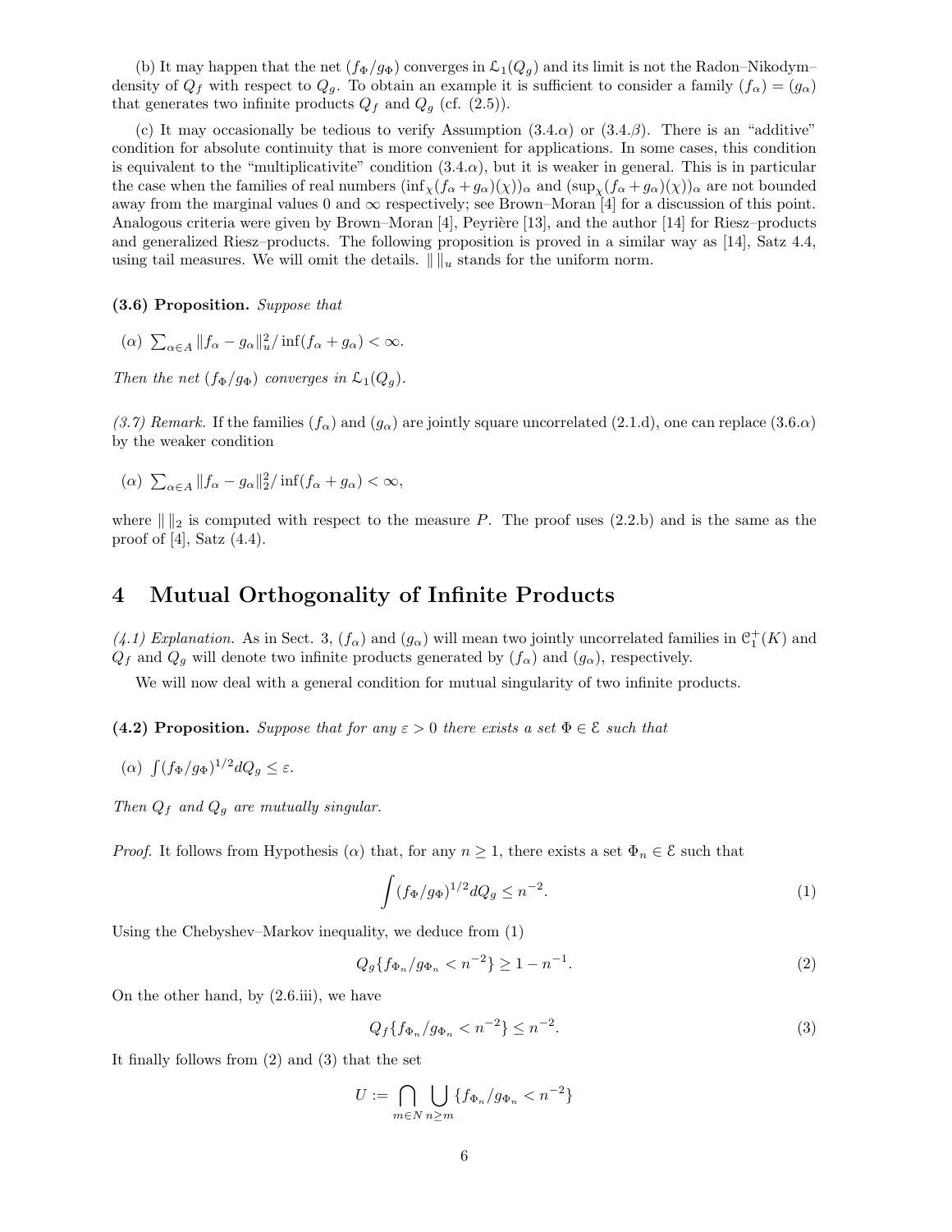(b) It may happen that the net $(f_\Phi/g_\Phi)$ converges in $\mathcal{L}_1(Q_g)$ and its limit is not the Radon–Nikodym–density of $Q_f$ with respect to $Q_g$. To obtain an example it is sufficient to consider a family $(f_\alpha) = (g_\alpha)$ that generates two infinite products $Q_f$ and $Q_g$ (cf. (2.5)).

(c) It may occasionally be tedious to verify Assumption (3.4.$\alpha$) or (3.4.$\beta$). There is an "additive" condition for absolute continuity that is more convenient for applications. In some cases, this condition is equivalent to the "multiplicativite" condition (3.4.$\alpha$), but it is weaker in general. This is in particular the case when the families of real numbers $(\inf_\chi (f_\alpha + g_\alpha)(\chi))_\alpha$ and $(\sup_\chi (f_\alpha + g_\alpha)(\chi))_\alpha$ are not bounded away from the marginal values 0 and $\infty$ respectively; see Brown–Moran [4] for a discussion of this point. Analogous criteria were given by Brown–Moran [4], Peyrière [13], and the author [14] for Riesz–products and generalized Riesz–products. The following proposition is proved in a similar way as [14], Satz 4.4, using tail measures. We will omit the details. $\| \, \|_u$ stands for the uniform norm.

**(3.6) Proposition.** *Suppose that*

($\alpha$) $\sum_{\alpha \in A} \|f_\alpha - g_\alpha\|_u^2 / \inf(f_\alpha + g_\alpha) < \infty$.

*Then the net $(f_\Phi/g_\Phi)$ converges in $\mathcal{L}_1(Q_g)$.*

*(3.7) Remark.* If the families $(f_\alpha)$ and $(g_\alpha)$ are jointly square uncorrelated (2.1.d), one can replace (3.6.$\alpha$) by the weaker condition

($\alpha$) $\sum_{\alpha \in A} \|f_\alpha - g_\alpha\|_2^2 / \inf(f_\alpha + g_\alpha) < \infty$,

where $\| \, \|_2$ is computed with respect to the measure $P$. The proof uses (2.2.b) and is the same as the proof of [4], Satz (4.4).

# 4 Mutual Orthogonality of Infinite Products

*(4.1) Explanation.* As in Sect. 3, $(f_\alpha)$ and $(g_\alpha)$ will mean two jointly uncorrelated families in $\mathcal{C}_1^+(K)$ and $Q_f$ and $Q_g$ will denote two infinite products generated by $(f_\alpha)$ and $(g_\alpha)$, respectively.

We will now deal with a general condition for mutual singularity of two infinite products.

**(4.2) Proposition.** *Suppose that for any $\varepsilon > 0$ there exists a set $\Phi \in \mathcal{E}$ such that*

($\alpha$) $\int (f_\Phi/g_\Phi)^{1/2} dQ_g \leq \varepsilon$.

*Then $Q_f$ and $Q_g$ are mutually singular.*

*Proof.* It follows from Hypothesis ($\alpha$) that, for any $n \geq 1$, there exists a set $\Phi_n \in \mathcal{E}$ such that

$$\int (f_\Phi/g_\Phi)^{1/2} dQ_g \leq n^{-2}. \tag{1}$$

Using the Chebyshev–Markov inequality, we deduce from (1)

$$Q_g\{f_{\Phi_n}/g_{\Phi_n} < n^{-2}\} \geq 1 - n^{-1}. \tag{2}$$

On the other hand, by (2.6.iii), we have

$$Q_f\{f_{\Phi_n}/g_{\Phi_n} < n^{-2}\} \leq n^{-2}. \tag{3}$$

It finally follows from (2) and (3) that the set

$$U := \bigcap_{m \in N} \bigcup_{n \geq m} \{f_{\Phi_n}/g_{\Phi_n} < n^{-2}\}$$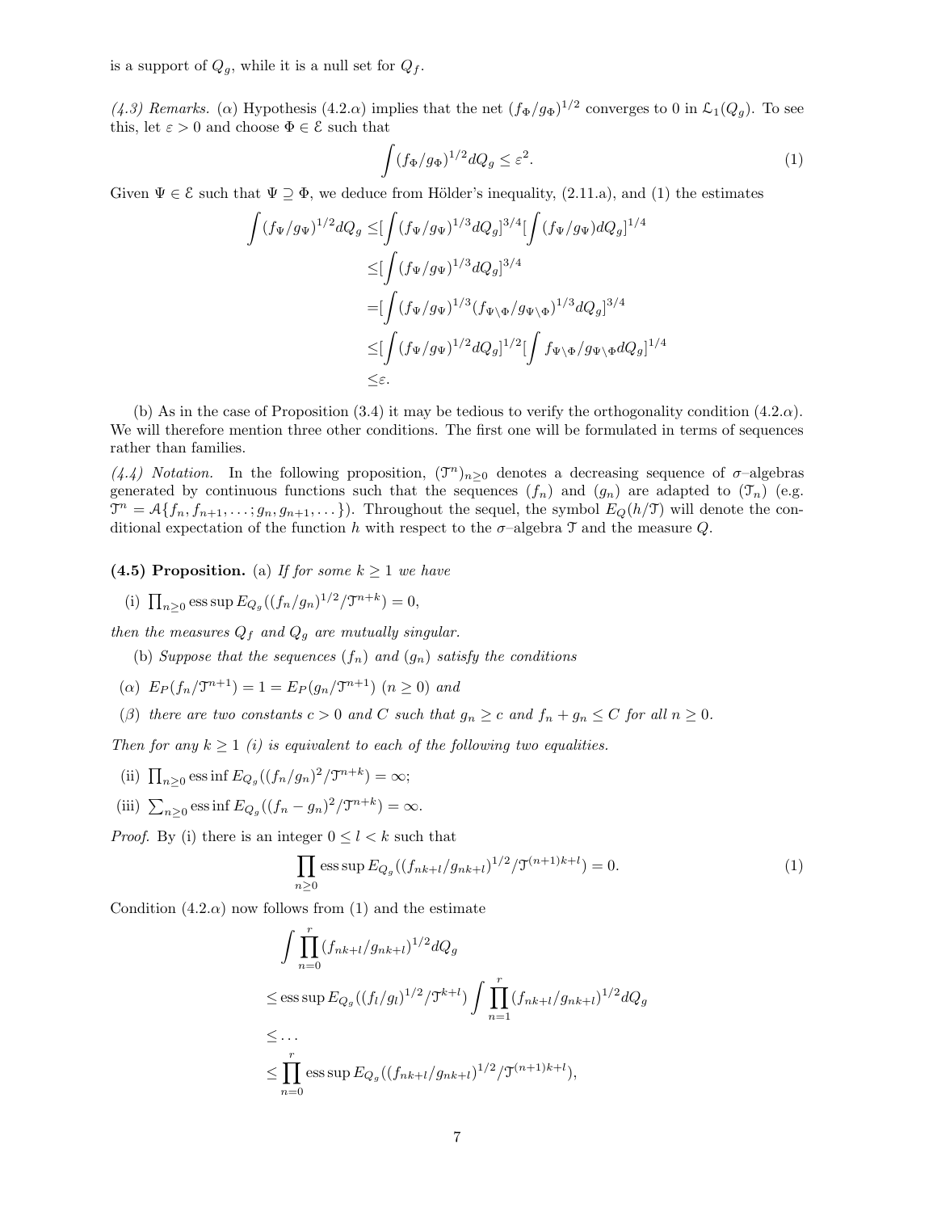is a support of $Q_g$, while it is a null set for $Q_f$.

*(4.3) Remarks.* ($\alpha$) Hypothesis (4.2.$\alpha$) implies that the net $(f_\Phi/g_\Phi)^{1/2}$ converges to 0 in $\mathcal{L}_1(Q_g)$. To see this, let $\varepsilon > 0$ and choose $\Phi \in \mathcal{E}$ such that

$$\int (f_\Phi/g_\Phi)^{1/2} dQ_g \leq \varepsilon^2. \tag{1}$$

Given $\Psi \in \mathcal{E}$ such that $\Psi \supseteq \Phi$, we deduce from Hölder's inequality, (2.11.a), and (1) the estimates

$$\begin{aligned}
\int (f_\Psi/g_\Psi)^{1/2} dQ_g \leq & [\int (f_\Psi/g_\Psi)^{1/3} dQ_g]^{3/4} [\int (f_\Psi/g_\Psi) dQ_g]^{1/4} \\
\leq & [\int (f_\Psi/g_\Psi)^{1/3} dQ_g]^{3/4} \\
= & [\int (f_\Psi/g_\Psi)^{1/3} (f_{\Psi\setminus\Phi}/g_{\Psi\setminus\Phi})^{1/3} dQ_g]^{3/4} \\
\leq & [\int (f_\Psi/g_\Psi)^{1/2} dQ_g]^{1/2} [\int f_{\Psi\setminus\Phi}/g_{\Psi\setminus\Phi} dQ_g]^{1/4} \\
\leq & \varepsilon.
\end{aligned}$$

(b) As in the case of Proposition (3.4) it may be tedious to verify the orthogonality condition (4.2.$\alpha$). We will therefore mention three other conditions. The first one will be formulated in terms of sequences rather than families.

*(4.4) Notation.* In the following proposition, $(\mathcal{T}^n)_{n\geq 0}$ denotes a decreasing sequence of $\sigma$–algebras generated by continuous functions such that the sequences $(f_n)$ and $(g_n)$ are adapted to $(\mathcal{T}_n)$ (e.g. $\mathcal{T}^n = \mathcal{A}\{f_n, f_{n+1}, \ldots; g_n, g_{n+1}, \ldots\}$). Throughout the sequel, the symbol $E_Q(h/\mathcal{T})$ will denote the conditional expectation of the function $h$ with respect to the $\sigma$–algebra $\mathcal{T}$ and the measure $Q$.

**(4.5) Proposition.** (a) *If for some $k \geq 1$ we have*

(i) $\prod_{n\geq 0} \operatorname{ess\,sup} E_{Q_g}((f_n/g_n)^{1/2}/\mathcal{T}^{n+k}) = 0$,

*then the measures $Q_f$ and $Q_g$ are mutually singular.*

(b) *Suppose that the sequences $(f_n)$ and $(g_n)$ satisfy the conditions*

($\alpha$) $E_P(f_n/\mathcal{T}^{n+1}) = 1 = E_P(g_n/\mathcal{T}^{n+1})$ $(n \geq 0)$ *and*

($\beta$) *there are two constants $c > 0$ and $C$ such that $g_n \geq c$ and $f_n + g_n \leq C$ for all $n \geq 0$.*

*Then for any $k \geq 1$ (i) is equivalent to each of the following two equalities.*

(ii) $\prod_{n\geq 0} \operatorname{ess\,inf} E_{Q_g}((f_n/g_n)^2/\mathcal{T}^{n+k}) = \infty$;

(iii) $\sum_{n\geq 0} \operatorname{ess\,inf} E_{Q_g}((f_n - g_n)^2/\mathcal{T}^{n+k}) = \infty$.

*Proof.* By (i) there is an integer $0 \leq l < k$ such that

$$\prod_{n\geq 0} \operatorname{ess\,sup} E_{Q_g}((f_{nk+l}/g_{nk+l})^{1/2}/\mathcal{T}^{(n+1)k+l}) = 0. \tag{1}$$

Condition (4.2.$\alpha$) now follows from (1) and the estimate

$$\begin{aligned}
&\int \prod_{n=0}^{r} (f_{nk+l}/g_{nk+l})^{1/2} dQ_g \\
&\leq \operatorname{ess\,sup} E_{Q_g}((f_l/g_l)^{1/2}/\mathcal{T}^{k+l}) \int \prod_{n=1}^{r} (f_{nk+l}/g_{nk+l})^{1/2} dQ_g \\
&\leq \ldots \\
&\leq \prod_{n=0}^{r} \operatorname{ess\,sup} E_{Q_g}((f_{nk+l}/g_{nk+l})^{1/2}/\mathcal{T}^{(n+1)k+l}),
\end{aligned}$$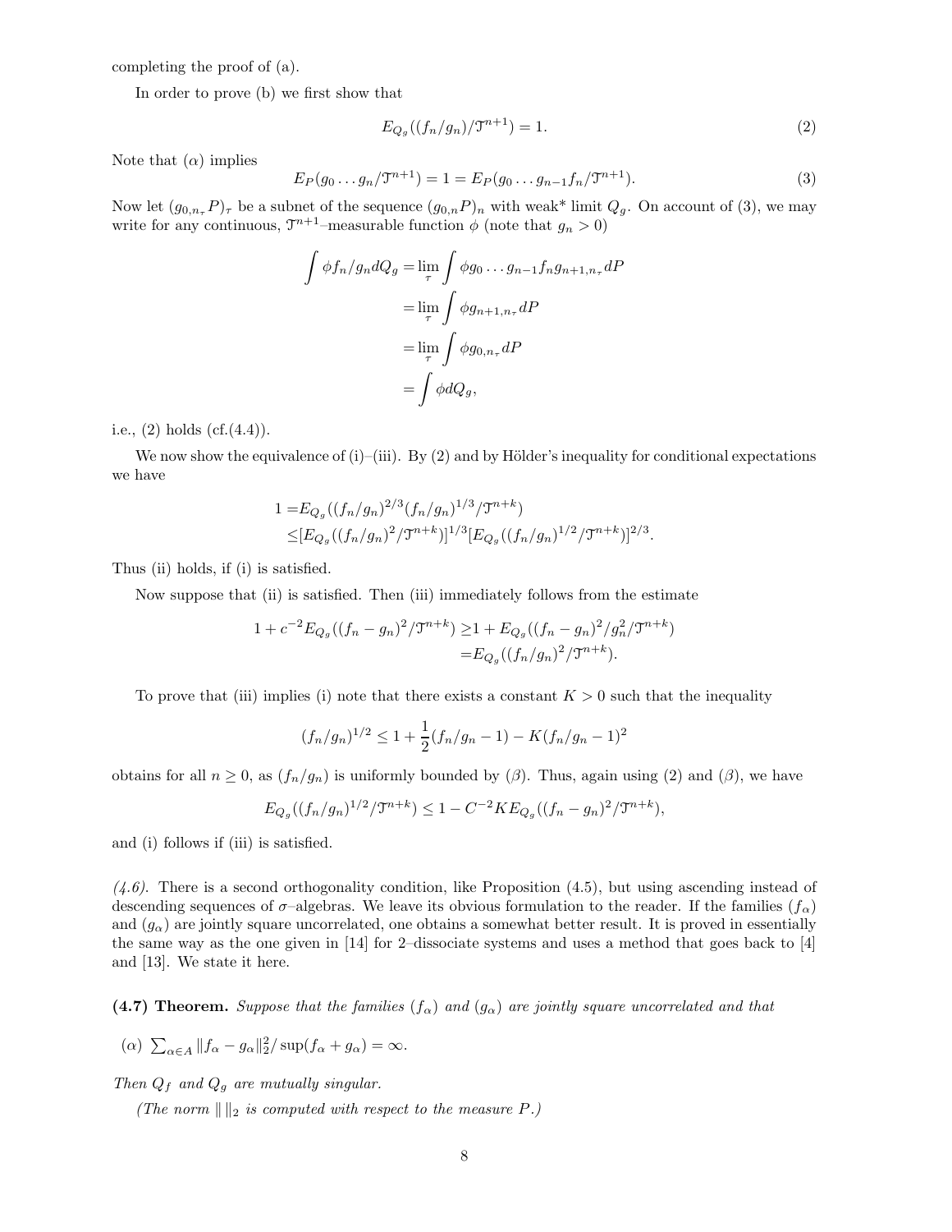completing the proof of (a).

In order to prove (b) we first show that

$$E_{Q_g}((f_n/g_n)/\mathcal{T}^{n+1}) = 1. \tag{2}$$

Note that ($\alpha$) implies

$$E_P(g_0 \dots g_n/\mathcal{T}^{n+1}) = 1 = E_P(g_0 \dots g_{n-1} f_n/\mathcal{T}^{n+1}). \tag{3}$$

Now let $(g_{0,n_\tau}P)_\tau$ be a subnet of the sequence $(g_{0,n}P)_n$ with weak* limit $Q_g$. On account of (3), we may write for any continuous, $\mathcal{T}^{n+1}$–measurable function $\phi$ (note that $g_n > 0$)

$$\begin{aligned}
\int \phi f_n/g_n dQ_g &= \lim_\tau \int \phi g_0 \dots g_{n-1} f_n g_{n+1,n_\tau} dP \\
&= \lim_\tau \int \phi g_{n+1,n_\tau} dP \\
&= \lim_\tau \int \phi g_{0,n_\tau} dP \\
&= \int \phi dQ_g,
\end{aligned}$$

i.e., (2) holds (cf.(4.4)).

We now show the equivalence of (i)–(iii). By (2) and by Hölder's inequality for conditional expectations we have

$$\begin{aligned}
1 =& E_{Q_g}((f_n/g_n)^{2/3}(f_n/g_n)^{1/3}/\mathcal{T}^{n+k}) \\
\leq& [E_{Q_g}((f_n/g_n)^2/\mathcal{T}^{n+k})]^{1/3}[E_{Q_g}((f_n/g_n)^{1/2}/\mathcal{T}^{n+k})]^{2/3}.
\end{aligned}$$

Thus (ii) holds, if (i) is satisfied.

Now suppose that (ii) is satisfied. Then (iii) immediately follows from the estimate

$$\begin{aligned}
1 + c^{-2}E_{Q_g}((f_n - g_n)^2/\mathcal{T}^{n+k}) \geq& 1 + E_{Q_g}((f_n - g_n)^2/g_n^2/\mathcal{T}^{n+k}) \\
=& E_{Q_g}((f_n/g_n)^2/\mathcal{T}^{n+k}).
\end{aligned}$$

To prove that (iii) implies (i) note that there exists a constant $K > 0$ such that the inequality

$$(f_n/g_n)^{1/2} \leq 1 + \frac{1}{2}(f_n/g_n - 1) - K(f_n/g_n - 1)^2$$

obtains for all $n \geq 0$, as $(f_n/g_n)$ is uniformly bounded by ($\beta$). Thus, again using (2) and ($\beta$), we have

$$E_{Q_g}((f_n/g_n)^{1/2}/\mathcal{T}^{n+k}) \leq 1 - C^{-2}KE_{Q_g}((f_n - g_n)^2/\mathcal{T}^{n+k}),$$

and (i) follows if (iii) is satisfied.

*(4.6).* There is a second orthogonality condition, like Proposition (4.5), but using ascending instead of descending sequences of $\sigma$–algebras. We leave its obvious formulation to the reader. If the families $(f_\alpha)$ and $(g_\alpha)$ are jointly square uncorrelated, one obtains a somewhat better result. It is proved in essentially the same way as the one given in [14] for 2–dissociate systems and uses a method that goes back to [4] and [13]. We state it here.

**(4.7) Theorem.** *Suppose that the families $(f_\alpha)$ and $(g_\alpha)$ are jointly square uncorrelated and that*

($\alpha$) $\sum_{\alpha \in A} \|f_\alpha - g_\alpha\|_2^2 / \sup(f_\alpha + g_\alpha) = \infty$.

*Then $Q_f$ and $Q_g$ are mutually singular.*

*(The norm $\| \|_2$ is computed with respect to the measure $P$.)*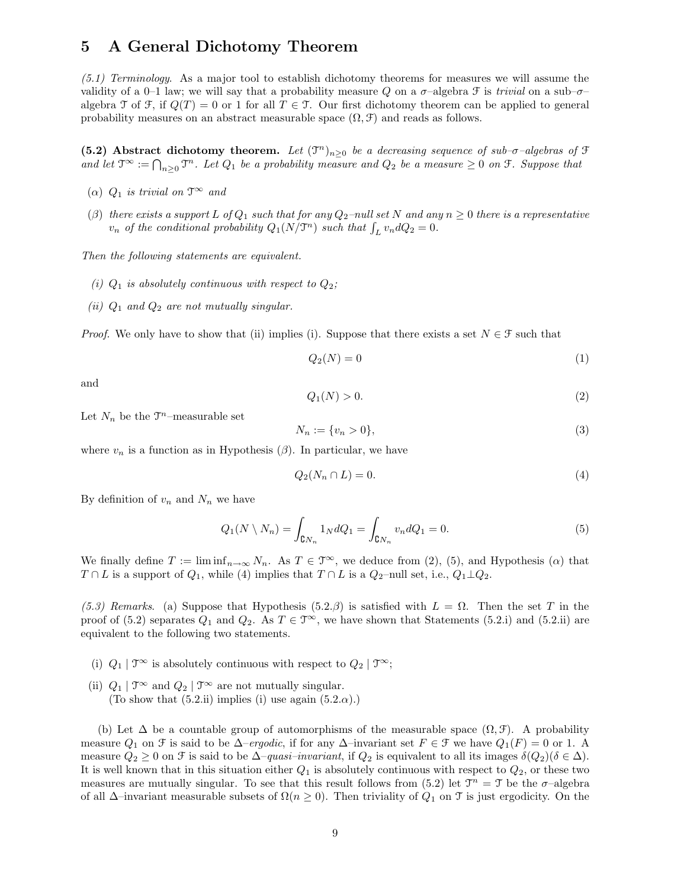# 5 A General Dichotomy Theorem

*(5.1) Terminology.* As a major tool to establish dichotomy theorems for measures we will assume the validity of a 0–1 law; we will say that a probability measure $Q$ on a $\sigma$–algebra $\mathcal{F}$ is *trivial* on a sub–$\sigma$–algebra $\mathcal{T}$ of $\mathcal{F}$, if $Q(T) = 0$ or 1 for all $T \in \mathcal{T}$. Our first dichotomy theorem can be applied to general probability measures on an abstract measurable space $(\Omega, \mathcal{F})$ and reads as follows.

**(5.2) Abstract dichotomy theorem.** *Let $(\mathcal{T}^n)_{n\geq 0}$ be a decreasing sequence of sub–$\sigma$–algebras of $\mathcal{F}$ and let $\mathcal{T}^\infty := \bigcap_{n\geq 0} \mathcal{T}^n$. Let $Q_1$ be a probability measure and $Q_2$ be a measure $\geq 0$ on $\mathcal{F}$. Suppose that*

- *($\alpha$) $Q_1$ is trivial on $\mathcal{T}^\infty$ and*
- *($\beta$) there exists a support $L$ of $Q_1$ such that for any $Q_2$–null set $N$ and any $n \geq 0$ there is a representative $v_n$ of the conditional probability $Q_1(N/\mathcal{T}^n)$ such that $\int_L v_n dQ_2 = 0$.*

*Then the following statements are equivalent.*

- *(i) $Q_1$ is absolutely continuous with respect to $Q_2$;*
- *(ii) $Q_1$ and $Q_2$ are not mutually singular.*

*Proof.* We only have to show that (ii) implies (i). Suppose that there exists a set $N \in \mathcal{F}$ such that

$$Q_2(N) = 0 \tag{1}$$

and

$$Q_1(N) > 0. \tag{2}$$

Let $N_n$ be the $\mathcal{T}^n$–measurable set

$$N_n := \{v_n > 0\}, \tag{3}$$

where $v_n$ is a function as in Hypothesis ($\beta$). In particular, we have

$$Q_2(N_n \cap L) = 0. \tag{4}$$

By definition of $v_n$ and $N_n$ we have

$$Q_1(N \setminus N_n) = \int_{\complement N_n} 1_N dQ_1 = \int_{\complement N_n} v_n dQ_1 = 0. \tag{5}$$

We finally define $T := \liminf_{n\to\infty} N_n$. As $T \in \mathcal{T}^\infty$, we deduce from (2), (5), and Hypothesis ($\alpha$) that $T \cap L$ is a support of $Q_1$, while (4) implies that $T \cap L$ is a $Q_2$–null set, i.e., $Q_1 \perp Q_2$.

*(5.3) Remarks.* (a) Suppose that Hypothesis (5.2.$\beta$) is satisfied with $L = \Omega$. Then the set $T$ in the proof of (5.2) separates $Q_1$ and $Q_2$. As $T \in \mathcal{T}^\infty$, we have shown that Statements (5.2.i) and (5.2.ii) are equivalent to the following two statements.

- (i) $Q_1 \mid \mathcal{T}^\infty$ is absolutely continuous with respect to $Q_2 \mid \mathcal{T}^\infty$;
- (ii) $Q_1 \mid \mathcal{T}^\infty$ and $Q_2 \mid \mathcal{T}^\infty$ are not mutually singular.
  (To show that (5.2.ii) implies (i) use again (5.2.$\alpha$).)

(b) Let $\Delta$ be a countable group of automorphisms of the measurable space $(\Omega, \mathcal{F})$. A probability measure $Q_1$ on $\mathcal{F}$ is said to be $\Delta$–*ergodic*, if for any $\Delta$–invariant set $F \in \mathcal{F}$ we have $Q_1(F) = 0$ or 1. A measure $Q_2 \geq 0$ on $\mathcal{F}$ is said to be $\Delta$–*quasi–invariant*, if $Q_2$ is equivalent to all its images $\delta(Q_2) (\delta \in \Delta)$. It is well known that in this situation either $Q_1$ is absolutely continuous with respect to $Q_2$, or these two measures are mutually singular. To see that this result follows from (5.2) let $\mathcal{T}^n = \mathcal{T}$ be the $\sigma$–algebra of all $\Delta$–invariant measurable subsets of $\Omega (n \geq 0)$. Then triviality of $Q_1$ on $\mathcal{T}$ is just ergodicity. On the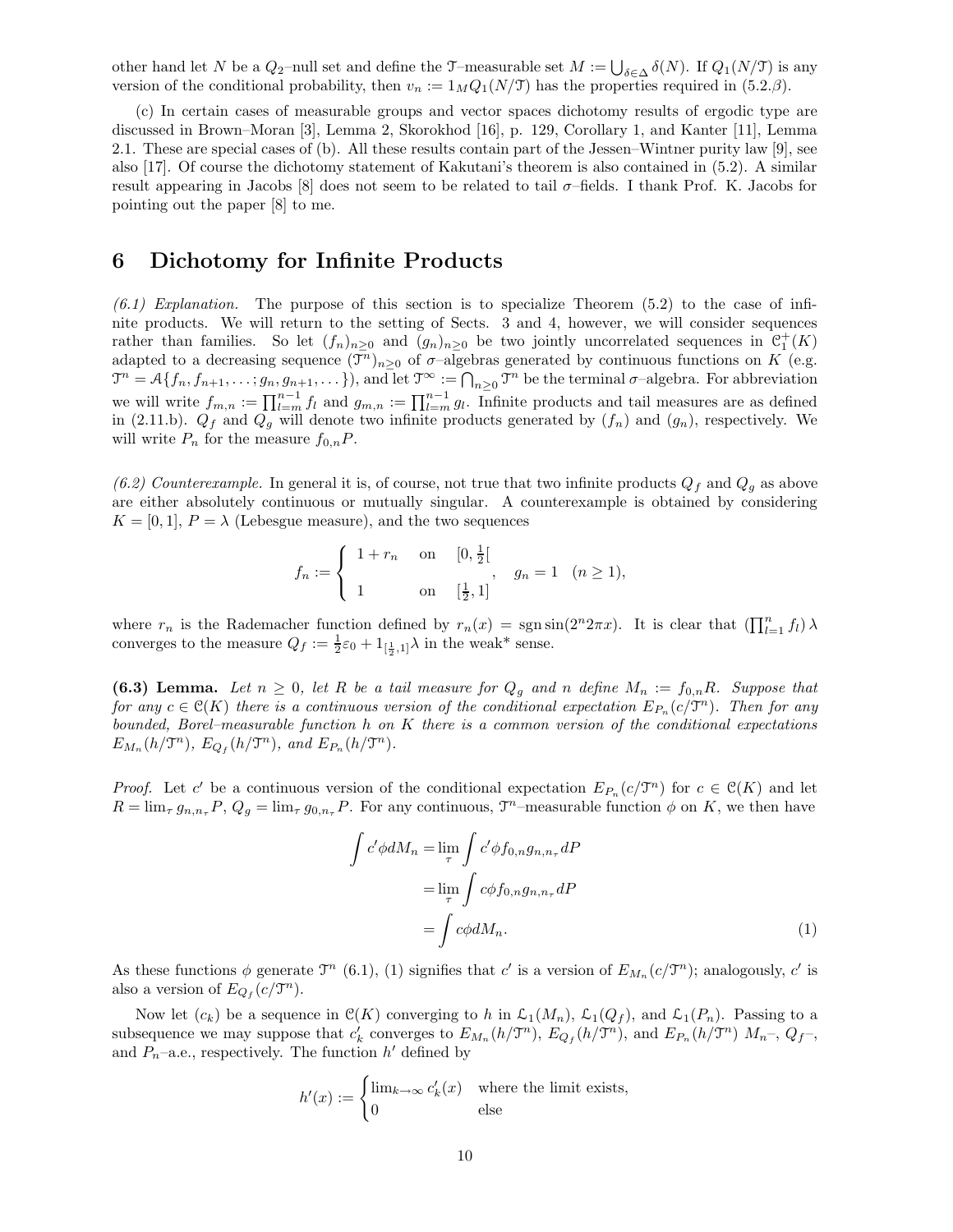other hand let $N$ be a $Q_2$–null set and define the $\mathcal{T}$–measurable set $M := \bigcup_{\delta\in\Delta} \delta(N)$. If $Q_1(N/\mathcal{T})$ is any version of the conditional probability, then $v_n := 1_M Q_1(N/\mathcal{T})$ has the properties required in (5.2.$\beta$).

(c) In certain cases of measurable groups and vector spaces dichotomy results of ergodic type are discussed in Brown–Moran [3], Lemma 2, Skorokhod [16], p. 129, Corollary 1, and Kanter [11], Lemma 2.1. These are special cases of (b). All these results contain part of the Jessen–Wintner purity law [9], see also [17]. Of course the dichotomy statement of Kakutani's theorem is also contained in (5.2). A similar result appearing in Jacobs [8] does not seem to be related to tail $\sigma$–fields. I thank Prof. K. Jacobs for pointing out the paper [8] to me.

# 6 Dichotomy for Infinite Products

*(6.1) Explanation.* The purpose of this section is to specialize Theorem (5.2) to the case of infinite products. We will return to the setting of Sects. 3 and 4, however, we will consider sequences rather than families. So let $(f_n)_{n\geq 0}$ and $(g_n)_{n\geq 0}$ be two jointly uncorrelated sequences in $\mathcal{C}_1^+(K)$ adapted to a decreasing sequence $(\mathcal{T}^n)_{n\geq 0}$ of $\sigma$–algebras generated by continuous functions on $K$ (e.g. $\mathcal{T}^n = \mathcal{A}\{f_n, f_{n+1}, \dots; g_n, g_{n+1}, \dots\}$), and let $\mathcal{T}^\infty := \bigcap_{n\geq 0} \mathcal{T}^n$ be the terminal $\sigma$–algebra. For abbreviation we will write $f_{m,n} := \prod_{l=m}^{n-1} f_l$ and $g_{m,n} := \prod_{l=m}^{n-1} g_l$. Infinite products and tail measures are as defined in (2.11.b). $Q_f$ and $Q_g$ will denote two infinite products generated by $(f_n)$ and $(g_n)$, respectively. We will write $P_n$ for the measure $f_{0,n}P$.

*(6.2) Counterexample.* In general it is, of course, not true that two infinite products $Q_f$ and $Q_g$ as above are either absolutely continuous or mutually singular. A counterexample is obtained by considering $K = [0,1]$, $P = \lambda$ (Lebesgue measure), and the two sequences

$$f_n := \begin{cases} 1 + r_n & \text{on} \quad [0, \frac{1}{2}[ \\ \\ 1 & \text{on} \quad [\frac{1}{2}, 1] \end{cases}, \quad g_n = 1 \quad (n \geq 1),$$

where $r_n$ is the Rademacher function defined by $r_n(x) = \operatorname{sgn} \sin(2^n 2\pi x)$. It is clear that $(\prod_{l=1}^n f_l)\,\lambda$ converges to the measure $Q_f := \frac{1}{2}\varepsilon_0 + 1_{[\frac{1}{2},1]}\lambda$ in the weak* sense.

**(6.3) Lemma.** *Let $n \geq 0$, let $R$ be a tail measure for $Q_g$ and n define $M_n := f_{0,n}R$. Suppose that for any $c \in \mathcal{C}(K)$ there is a continuous version of the conditional expectation $E_{P_n}(c/\mathcal{T}^n)$. Then for any bounded, Borel–measurable function $h$ on $K$ there is a common version of the conditional expectations $E_{M_n}(h/\mathcal{T}^n)$, $E_{Q_f}(h/\mathcal{T}^n)$, and $E_{P_n}(h/\mathcal{T}^n)$.*

*Proof.* Let $c'$ be a continuous version of the conditional expectation $E_{P_n}(c/\mathcal{T}^n)$ for $c \in \mathcal{C}(K)$ and let $R = \lim_\tau g_{n,n_\tau}P$, $Q_g = \lim_\tau g_{0,n_\tau}P$. For any continuous, $\mathcal{T}^n$–measurable function $\phi$ on $K$, we then have

$$\begin{aligned}
\int c'\phi dM_n &= \lim_\tau \int c'\phi f_{0,n} g_{n,n_\tau} dP \\
&= \lim_\tau \int c\phi f_{0,n} g_{n,n_\tau} dP \\
&= \int c\phi dM_n.
\end{aligned} \tag{1}$$

As these functions $\phi$ generate $\mathcal{T}^n$ (6.1), (1) signifies that $c'$ is a version of $E_{M_n}(c/\mathcal{T}^n)$; analogously, $c'$ is also a version of $E_{Q_f}(c/\mathcal{T}^n)$.

Now let $(c_k)$ be a sequence in $\mathcal{C}(K)$ converging to $h$ in $\mathcal{L}_1(M_n)$, $\mathcal{L}_1(Q_f)$, and $\mathcal{L}_1(P_n)$. Passing to a subsequence we may suppose that $c_k'$ converges to $E_{M_n}(h/\mathcal{T}^n)$, $E_{Q_f}(h/\mathcal{T}^n)$, and $E_{P_n}(h/\mathcal{T}^n)$ $M_n$–, $Q_f$–, and $P_n$–a.e., respectively. The function $h'$ defined by

$$h'(x) := \begin{cases} \lim_{k\to\infty} c_k'(x) & \text{where the limit exists,} \\ 0 & \text{else} \end{cases}$$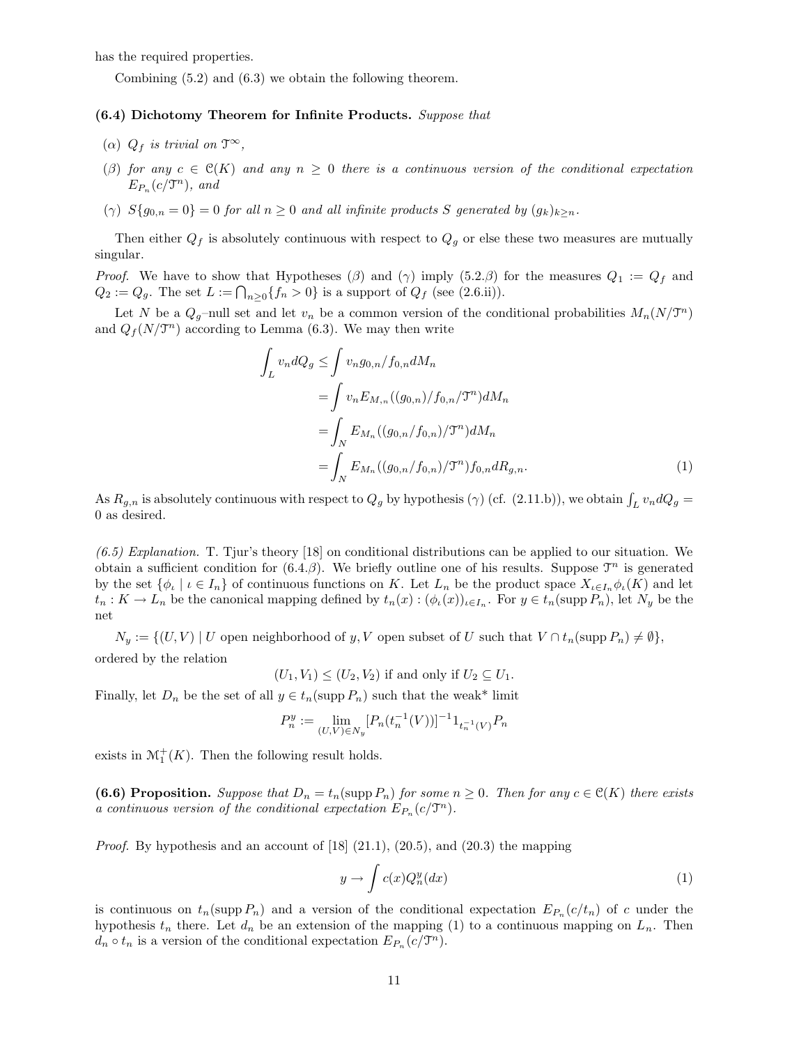has the required properties.

Combining (5.2) and (6.3) we obtain the following theorem.

**(6.4) Dichotomy Theorem for Infinite Products.** *Suppose that*

($\alpha$) *$Q_f$ is trivial on $\mathcal{T}^\infty$,*

($\beta$) *for any $c \in \mathcal{C}(K)$ and any $n \geq 0$ there is a continuous version of the conditional expectation $E_{P_n}(c/\mathcal{T}^n)$, and*

($\gamma$) *$S\{g_{0,n} = 0\} = 0$ for all $n \geq 0$ and all infinite products $S$ generated by $(g_k)_{k \geq n}$.*

Then either $Q_f$ is absolutely continuous with respect to $Q_g$ or else these two measures are mutually singular.

*Proof.* We have to show that Hypotheses ($\beta$) and ($\gamma$) imply (5.2.$\beta$) for the measures $Q_1 := Q_f$ and $Q_2 := Q_g$. The set $L := \bigcap_{n \geq 0}\{f_n > 0\}$ is a support of $Q_f$ (see (2.6.ii)).

Let $N$ be a $Q_g$–null set and let $v_n$ be a common version of the conditional probabilities $M_n(N/\mathcal{T}^n)$ and $Q_f(N/\mathcal{T}^n)$ according to Lemma (6.3). We may then write

$$\begin{aligned}
\int_L v_n dQ_g &\leq \int v_n g_{0,n}/f_{0,n} dM_n \\
&= \int v_n E_{M,n}((g_{0,n})/f_{0,n}/\mathcal{T}^n) dM_n \\
&= \int_N E_{M_n}((g_{0,n}/f_{0,n})/\mathcal{T}^n) dM_n \\
&= \int_N E_{M_n}((g_{0,n}/f_{0,n})/\mathcal{T}^n) f_{0,n} dR_{g,n}.
\end{aligned} \tag{1}$$

As $R_{g,n}$ is absolutely continuous with respect to $Q_g$ by hypothesis ($\gamma$) (cf. (2.11.b)), we obtain $\int_L v_n dQ_g = 0$ as desired.

*(6.5) Explanation.* T. Tjur's theory [18] on conditional distributions can be applied to our situation. We obtain a sufficient condition for (6.4.$\beta$). We briefly outline one of his results. Suppose $\mathcal{T}^n$ is generated by the set $\{\phi_\iota \mid \iota \in I_n\}$ of continuous functions on $K$. Let $L_n$ be the product space $X_{\iota \in I_n} \phi_\iota(K)$ and let $t_n : K \to L_n$ be the canonical mapping defined by $t_n(x) : (\phi_\iota(x))_{\iota \in I_n}$. For $y \in t_n(\operatorname{supp} P_n)$, let $N_y$ be the net

$N_y := \{(U, V) \mid U$ open neighborhood of $y, V$ open subset of $U$ such that $V \cap t_n(\operatorname{supp} P_n) \neq \emptyset\}$,

ordered by the relation

$$(U_1, V_1) \leq (U_2, V_2) \text{ if and only if } U_2 \subseteq U_1.$$

Finally, let $D_n$ be the set of all $y \in t_n(\operatorname{supp} P_n)$ such that the weak* limit

$$P_n^y := \lim_{(U,V) \in N_y} [P_n(t_n^{-1}(V))]^{-1} 1_{t_n^{-1}(V)} P_n$$

exists in $\mathcal{M}_1^+(K)$. Then the following result holds.

**(6.6) Proposition.** *Suppose that $D_n = t_n(\operatorname{supp} P_n)$ for some $n \geq 0$. Then for any $c \in \mathcal{C}(K)$ there exists a continuous version of the conditional expectation $E_{P_n}(c/\mathcal{T}^n)$.*

*Proof.* By hypothesis and an account of [18] (21.1), (20.5), and (20.3) the mapping

$$y \to \int c(x) Q_n^y(dx) \tag{1}$$

is continuous on $t_n(\operatorname{supp} P_n)$ and a version of the conditional expectation $E_{P_n}(c/t_n)$ of $c$ under the hypothesis $t_n$ there. Let $d_n$ be an extension of the mapping (1) to a continuous mapping on $L_n$. Then $d_n \circ t_n$ is a version of the conditional expectation $E_{P_n}(c/\mathcal{T}^n)$.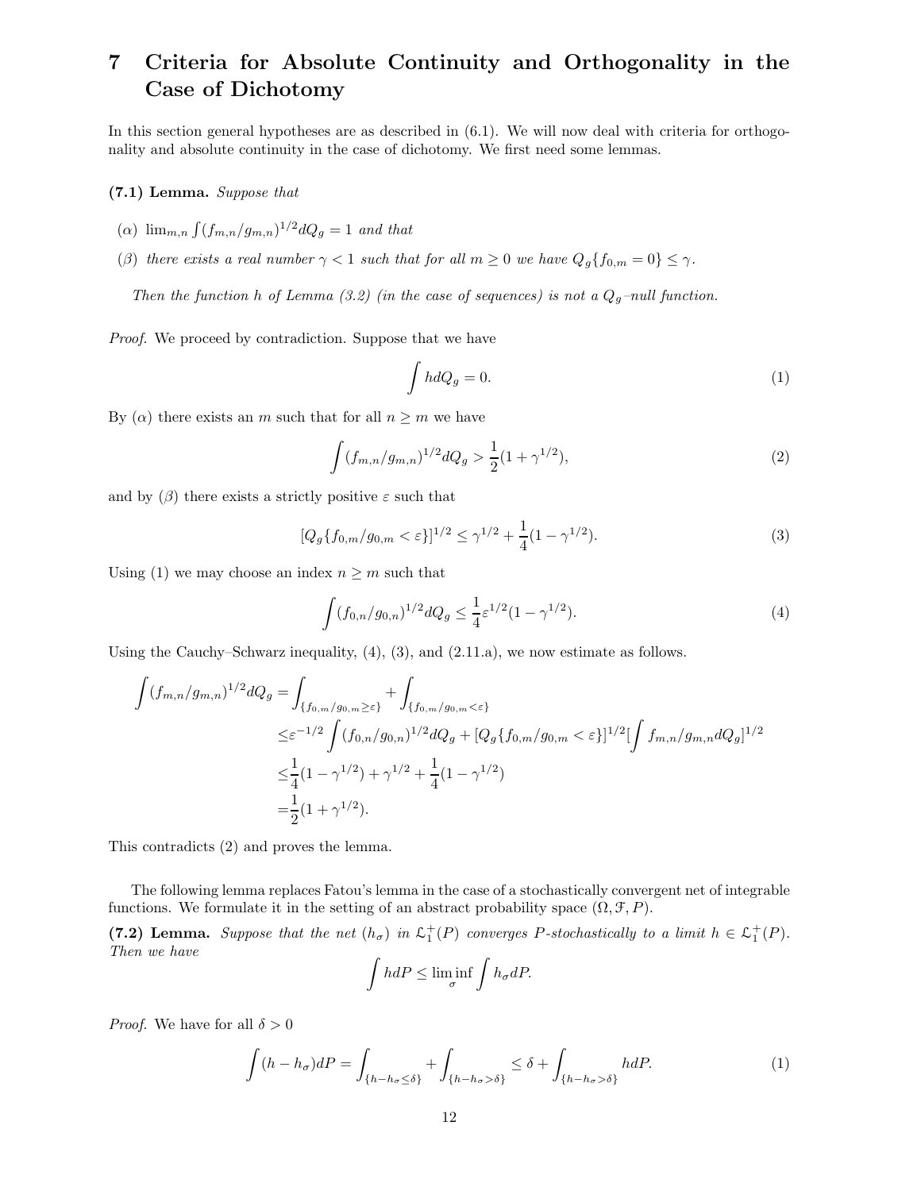# 7 Criteria for Absolute Continuity and Orthogonality in the Case of Dichotomy

In this section general hypotheses are as described in (6.1). We will now deal with criteria for orthogonality and absolute continuity in the case of dichotomy. We first need some lemmas.

**(7.1) Lemma.** *Suppose that*

($\alpha$) $\lim_{m,n} \int (f_{m,n}/g_{m,n})^{1/2} dQ_g = 1$ *and that*

($\beta$) *there exists a real number $\gamma < 1$ such that for all $m \geq 0$ we have $Q_g\{f_{0,m} = 0\} \leq \gamma$.*

*Then the function $h$ of Lemma (3.2) (in the case of sequences) is not a $Q_g$–null function.*

*Proof.* We proceed by contradiction. Suppose that we have

$$\int h dQ_g = 0. \tag{1}$$

By ($\alpha$) there exists an $m$ such that for all $n \geq m$ we have

$$\int (f_{m,n}/g_{m,n})^{1/2} dQ_g > \frac{1}{2}(1 + \gamma^{1/2}), \tag{2}$$

and by ($\beta$) there exists a strictly positive $\varepsilon$ such that

$$[Q_g\{f_{0,m}/g_{0,m} < \varepsilon\}]^{1/2} \leq \gamma^{1/2} + \frac{1}{4}(1 - \gamma^{1/2}). \tag{3}$$

Using (1) we may choose an index $n \geq m$ such that

$$\int (f_{0,n}/g_{0,n})^{1/2} dQ_g \leq \frac{1}{4}\varepsilon^{1/2}(1 - \gamma^{1/2}). \tag{4}$$

Using the Cauchy–Schwarz inequality, (4), (3), and (2.11.a), we now estimate as follows.

$$\begin{aligned}
\int (f_{m,n}/g_{m,n})^{1/2} dQ_g =& \int_{\{f_{0,m}/g_{0,m} \geq \varepsilon\}} + \int_{\{f_{0,m}/g_{0,m} < \varepsilon\}} \\
\leq& \varepsilon^{-1/2} \int (f_{0,n}/g_{0,n})^{1/2} dQ_g + [Q_g\{f_{0,m}/g_{0,m} < \varepsilon\}]^{1/2} [\int f_{m,n}/g_{m,n} dQ_g]^{1/2} \\
\leq& \frac{1}{4}(1 - \gamma^{1/2}) + \gamma^{1/2} + \frac{1}{4}(1 - \gamma^{1/2}) \\
=& \frac{1}{2}(1 + \gamma^{1/2}).
\end{aligned}$$

This contradicts (2) and proves the lemma.

The following lemma replaces Fatou's lemma in the case of a stochastically convergent net of integrable functions. We formulate it in the setting of an abstract probability space $(\Omega, \mathcal{F}, P)$.

**(7.2) Lemma.** *Suppose that the net $(h_\sigma)$ in $\mathcal{L}_1^+(P)$ converges $P$-stochastically to a limit $h \in \mathcal{L}_1^+(P)$. Then we have*

$$\int h dP \leq \liminf_\sigma \int h_\sigma dP.$$

*Proof.* We have for all $\delta > 0$

$$\int (h - h_\sigma) dP = \int_{\{h - h_\sigma \leq \delta\}} + \int_{\{h - h_\sigma > \delta\}} \leq \delta + \int_{\{h - h_\sigma > \delta\}} h dP. \tag{1}$$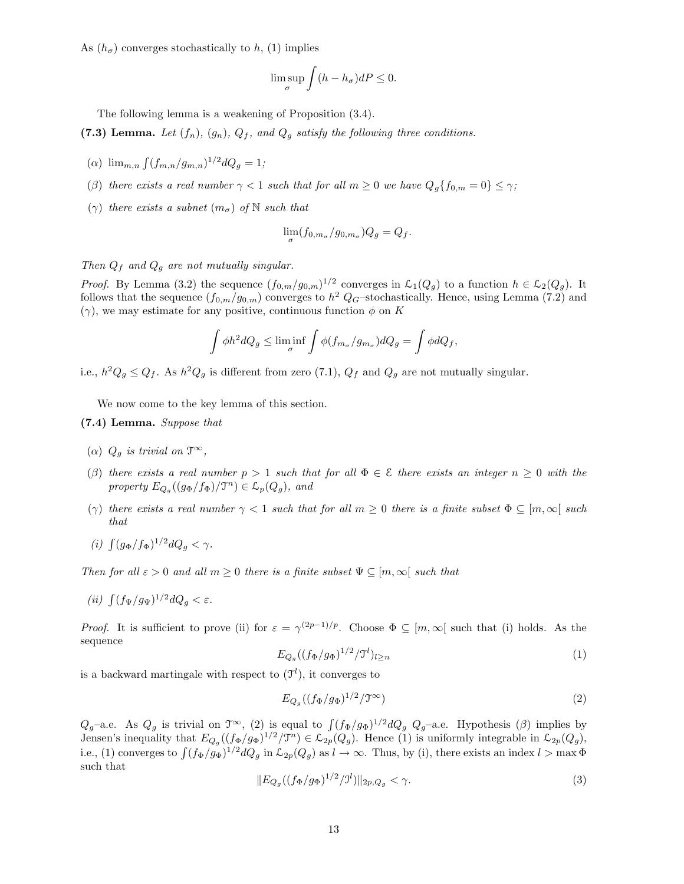As $(h_\sigma)$ converges stochastically to $h$, (1) implies

$$\limsup_\sigma \int (h - h_\sigma) dP \leq 0.$$

The following lemma is a weakening of Proposition (3.4).

**(7.3) Lemma.** *Let $(f_n)$, $(g_n)$, $Q_f$, and $Q_g$ satisfy the following three conditions.*

($\alpha$) $\lim_{m,n} \int (f_{m,n}/g_{m,n})^{1/2} dQ_g = 1$;

($\beta$) *there exists a real number $\gamma < 1$ such that for all $m \geq 0$ we have $Q_g\{f_{0,m} = 0\} \leq \gamma$;*

($\gamma$) *there exists a subnet $(m_\sigma)$ of $\mathbb{N}$ such that*

$$\lim_\sigma (f_{0,m_\sigma}/g_{0,m_\sigma}) Q_g = Q_f.$$

*Then $Q_f$ and $Q_g$ are not mutually singular.*

*Proof.* By Lemma (3.2) the sequence $(f_{0,m}/g_{0,m})^{1/2}$ converges in $\mathcal{L}_1(Q_g)$ to a function $h \in \mathcal{L}_2(Q_g)$. It follows that the sequence $(f_{0,m}/g_{0,m})$ converges to $h^2$ $Q_G$–stochastically. Hence, using Lemma (7.2) and ($\gamma$), we may estimate for any positive, continuous function $\phi$ on $K$

$$\int \phi h^2 dQ_g \leq \liminf_\sigma \int \phi (f_{m_\sigma}/g_{m_\sigma}) dQ_g = \int \phi dQ_f,$$

i.e., $h^2 Q_g \leq Q_f$. As $h^2 Q_g$ is different from zero (7.1), $Q_f$ and $Q_g$ are not mutually singular.

We now come to the key lemma of this section.

**(7.4) Lemma.** *Suppose that*

($\alpha$) *$Q_g$ is trivial on $\mathcal{T}^\infty$,*

($\beta$) *there exists a real number $p > 1$ such that for all $\Phi \in \mathcal{E}$ there exists an integer $n \geq 0$ with the property $E_{Q_g}((g_\Phi/f_\Phi)/\mathcal{T}^n) \in \mathcal{L}_p(Q_g)$, and*

($\gamma$) *there exists a real number $\gamma < 1$ such that for all $m \geq 0$ there is a finite subset $\Phi \subseteq [m, \infty[$ such that*

(i) $\int (g_\Phi/f_\Phi)^{1/2} dQ_g < \gamma$.

*Then for all $\varepsilon > 0$ and all $m \geq 0$ there is a finite subset $\Psi \subseteq [m, \infty[$ such that*

(ii) $\int (f_\Psi/g_\Psi)^{1/2} dQ_g < \varepsilon$.

*Proof.* It is sufficient to prove (ii) for $\varepsilon = \gamma^{(2p-1)/p}$. Choose $\Phi \subseteq [m, \infty[$ such that (i) holds. As the sequence

$$E_{Q_g}((f_\Phi/g_\Phi)^{1/2}/\mathcal{T}^l)_{l \geq n} \tag{1}$$

is a backward martingale with respect to $(\mathcal{T}^l)$, it converges to

$$E_{Q_g}((f_\Phi/g_\Phi)^{1/2}/\mathcal{T}^\infty) \tag{2}$$

$Q_g$–a.e. As $Q_g$ is trivial on $\mathcal{T}^\infty$, (2) is equal to $\int (f_\Phi/g_\Phi)^{1/2} dQ_g$ $Q_g$–a.e. Hypothesis ($\beta$) implies by Jensen's inequality that $E_{Q_g}((f_\Phi/g_\Phi)^{1/2}/\mathcal{T}^n) \in \mathcal{L}_{2p}(Q_g)$. Hence (1) is uniformly integrable in $\mathcal{L}_{2p}(Q_g)$, i.e., (1) converges to $\int (f_\Phi/g_\Phi)^{1/2} dQ_g$ in $\mathcal{L}_{2p}(Q_g)$ as $l \to \infty$. Thus, by (i), there exists an index $l > \max \Phi$ such that

$$\| E_{Q_g}((f_\Phi/g_\Phi)^{1/2}/\mathcal{T}^l) \|_{2p, Q_g} < \gamma. \tag{3}$$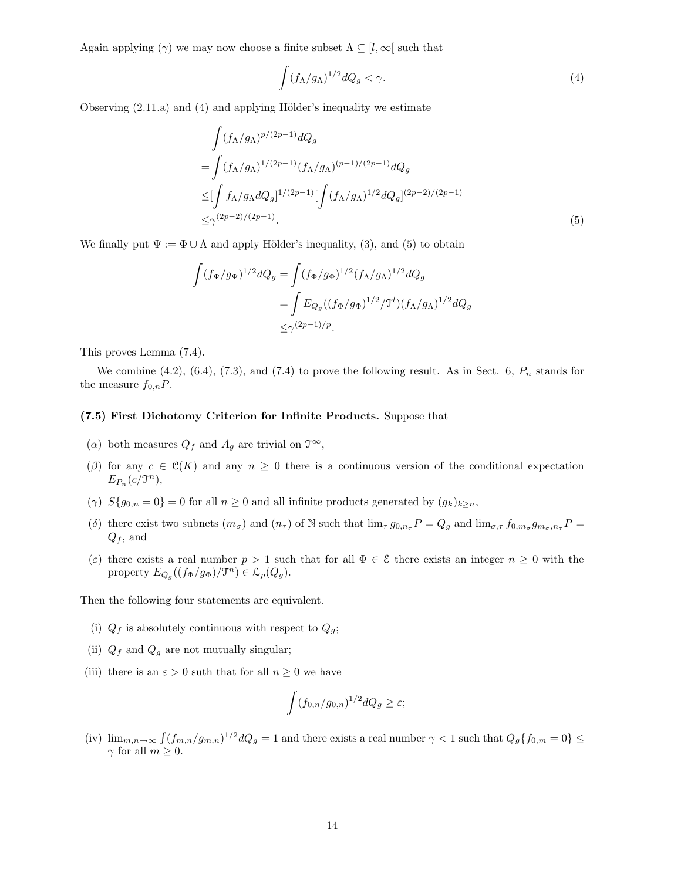Again applying ($\gamma$) we may now choose a finite subset $\Lambda \subseteq [l, \infty[$ such that

$$\int (f_\Lambda/g_\Lambda)^{1/2} dQ_g < \gamma. \tag{4}$$

Observing (2.11.a) and (4) and applying Hölder's inequality we estimate

$$\begin{aligned}
&\int (f_\Lambda/g_\Lambda)^{p/(2p-1)} dQ_g \\
=&\int (f_\Lambda/g_\Lambda)^{1/(2p-1)} (f_\Lambda/g_\Lambda)^{(p-1)/(2p-1)} dQ_g \\
\leq&[\int f_\Lambda/g_\Lambda dQ_g]^{1/(2p-1)} [\int (f_\Lambda/g_\Lambda)^{1/2} dQ_g]^{(2p-2)/(2p-1)} \\
\leq&\gamma^{(2p-2)/(2p-1)}.
\end{aligned} \tag{5}$$

We finally put $\Psi := \Phi \cup \Lambda$ and apply Hölder's inequality, (3), and (5) to obtain

$$\begin{aligned}
\int (f_\Psi/g_\Psi)^{1/2} dQ_g &= \int (f_\Phi/g_\Phi)^{1/2} (f_\Lambda/g_\Lambda)^{1/2} dQ_g \\
&= \int E_{Q_g}((f_\Phi/g_\Phi)^{1/2}/\mathcal{T}^l)(f_\Lambda/g_\Lambda)^{1/2} dQ_g \\
&\leq \gamma^{(2p-1)/p}.
\end{aligned}$$

This proves Lemma (7.4).

We combine (4.2), (6.4), (7.3), and (7.4) to prove the following result. As in Sect. 6, $P_n$ stands for the measure $f_{0,n}P$.

**(7.5) First Dichotomy Criterion for Infinite Products.** Suppose that

- ($\alpha$) both measures $Q_f$ and $A_g$ are trivial on $\mathcal{T}^\infty$,
- ($\beta$) for any $c \in \mathcal{C}(K)$ and any $n \geq 0$ there is a continuous version of the conditional expectation $E_{P_n}(c/\mathcal{T}^n)$,
- ($\gamma$) $S\{g_{0,n} = 0\} = 0$ for all $n \geq 0$ and all infinite products generated by $(g_k)_{k \geq n}$,
- ($\delta$) there exist two subnets $(m_\sigma)$ and $(n_\tau)$ of $\mathbb{N}$ such that $\lim_\tau g_{0,n_\tau} P = Q_g$ and $\lim_{\sigma,\tau} f_{0,m_\sigma} g_{m_\sigma,n_\tau} P = Q_f$, and
- ($\varepsilon$) there exists a real number $p > 1$ such that for all $\Phi \in \mathcal{E}$ there exists an integer $n \geq 0$ with the property $E_{Q_g}((f_\Phi/g_\Phi)/\mathcal{T}^n) \in \mathcal{L}_p(Q_g)$.

Then the following four statements are equivalent.

- (i) $Q_f$ is absolutely continuous with respect to $Q_g$;
- (ii) $Q_f$ and $Q_g$ are not mutually singular;
- (iii) there is an $\varepsilon > 0$ suth that for all $n \geq 0$ we have

$$\int (f_{0,n}/g_{0,n})^{1/2} dQ_g \geq \varepsilon;$$

- (iv) $\lim_{m,n\to\infty} \int (f_{m,n}/g_{m,n})^{1/2} dQ_g = 1$ and there exists a real number $\gamma < 1$ such that $Q_g\{f_{0,m} = 0\} \leq \gamma$ for all $m \geq 0$.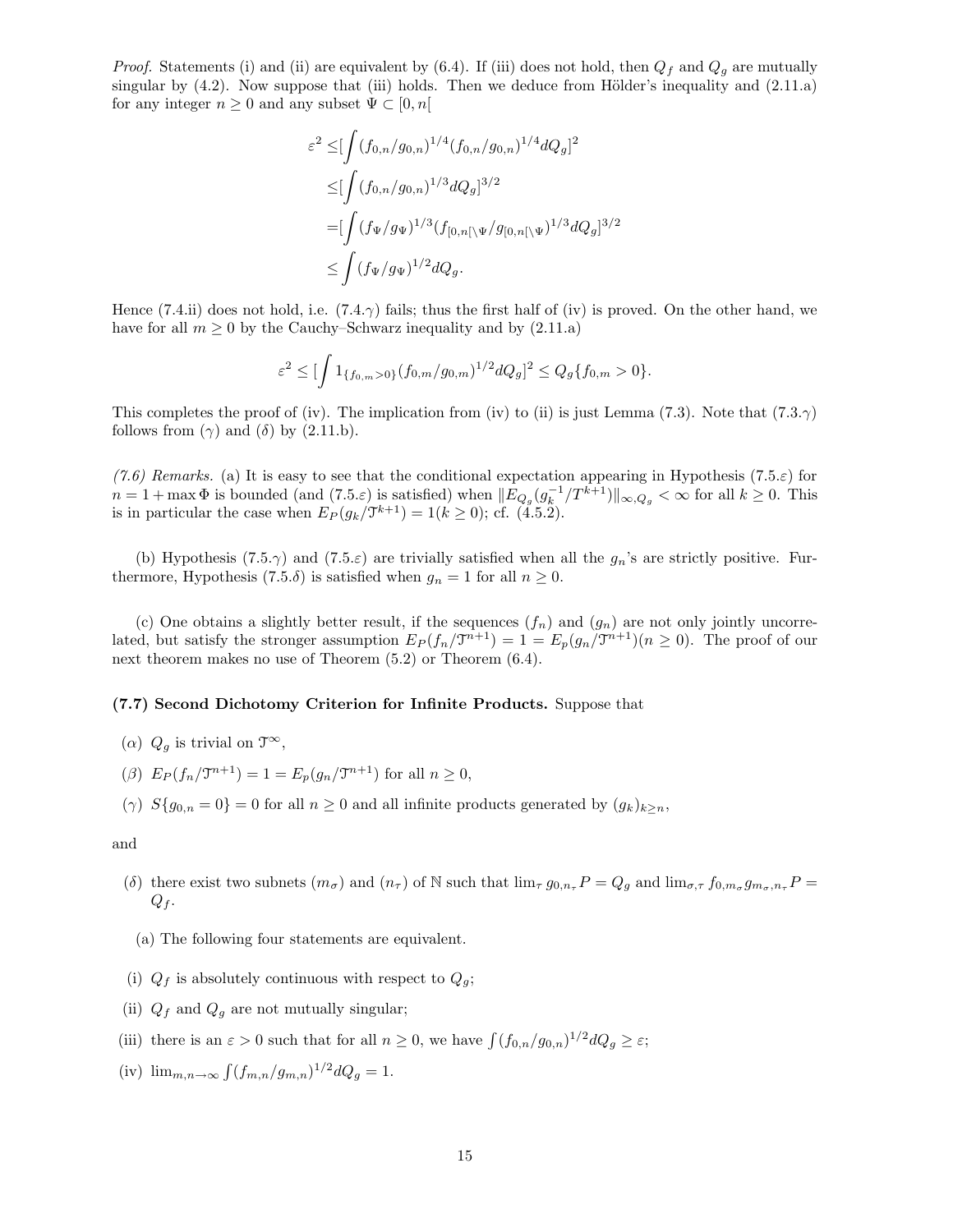*Proof.* Statements (i) and (ii) are equivalent by (6.4). If (iii) does not hold, then $Q_f$ and $Q_g$ are mutually singular by (4.2). Now suppose that (iii) holds. Then we deduce from Hölder's inequality and (2.11.a) for any integer $n \geq 0$ and any subset $\Psi \subset [0, n[$

$$
\begin{aligned}
\varepsilon^2 \leq & [\int (f_{0,n}/g_{0,n})^{1/4}(f_{0,n}/g_{0,n})^{1/4} dQ_g]^2 \\
\leq & [\int (f_{0,n}/g_{0,n})^{1/3} dQ_g]^{3/2} \\
= & [\int (f_\Psi/g_\Psi)^{1/3}(f_{[0,n[\setminus\Psi}/g_{[0,n[\setminus\Psi})^{1/3} dQ_g]^{3/2} \\
\leq & \int (f_\Psi/g_\Psi)^{1/2} dQ_g.
\end{aligned}
$$

Hence (7.4.ii) does not hold, i.e. (7.4.$\gamma$) fails; thus the first half of (iv) is proved. On the other hand, we have for all $m \geq 0$ by the Cauchy–Schwarz inequality and by (2.11.a)

$$
\varepsilon^2 \leq [\int 1_{\{f_{0,m}>0\}}(f_{0,m}/g_{0,m})^{1/2} dQ_g]^2 \leq Q_g\{f_{0,m} > 0\}.
$$

This completes the proof of (iv). The implication from (iv) to (ii) is just Lemma (7.3). Note that (7.3.$\gamma$) follows from ($\gamma$) and ($\delta$) by (2.11.b).

*(7.6) Remarks.* (a) It is easy to see that the conditional expectation appearing in Hypothesis (7.5.$\varepsilon$) for $n = 1 + \max \Phi$ is bounded (and (7.5.$\varepsilon$) is satisfied) when $\|E_{Q_g}(g_k^{-1}/T^{k+1})\|_{\infty,Q_g} < \infty$ for all $k \geq 0$. This is in particular the case when $E_P(g_k/\mathcal{T}^{k+1}) = 1 (k \geq 0)$; cf. (4.5.2).

(b) Hypothesis (7.5.$\gamma$) and (7.5.$\varepsilon$) are trivially satisfied when all the $g_n$'s are strictly positive. Furthermore, Hypothesis (7.5.$\delta$) is satisfied when $g_n = 1$ for all $n \geq 0$.

(c) One obtains a slightly better result, if the sequences $(f_n)$ and $(g_n)$ are not only jointly uncorrelated, but satisfy the stronger assumption $E_P(f_n/\mathcal{T}^{n+1}) = 1 = E_p(g_n/\mathcal{T}^{n+1}) (n \geq 0)$. The proof of our next theorem makes no use of Theorem (5.2) or Theorem (6.4).

**(7.7) Second Dichotomy Criterion for Infinite Products.** Suppose that

($\alpha$) $Q_g$ is trivial on $\mathcal{T}^\infty$,

($\beta$) $E_P(f_n/\mathcal{T}^{n+1}) = 1 = E_p(g_n/\mathcal{T}^{n+1})$ for all $n \geq 0$,

($\gamma$) $S\{g_{0,n} = 0\} = 0$ for all $n \geq 0$ and all infinite products generated by $(g_k)_{k\geq n}$,

and

($\delta$) there exist two subnets $(m_\sigma)$ and $(n_\tau)$ of $\mathbb{N}$ such that $\lim_\tau g_{0,n_\tau} P = Q_g$ and $\lim_{\sigma,\tau} f_{0,m_\sigma} g_{m_\sigma,n_\tau} P = Q_f$.

(a) The following four statements are equivalent.

(i) $Q_f$ is absolutely continuous with respect to $Q_g$;

(ii) $Q_f$ and $Q_g$ are not mutually singular;

(iii) there is an $\varepsilon > 0$ such that for all $n \geq 0$, we have $\int (f_{0,n}/g_{0,n})^{1/2} dQ_g \geq \varepsilon$;

(iv) $\lim_{m,n\to\infty} \int (f_{m,n}/g_{m,n})^{1/2} dQ_g = 1$.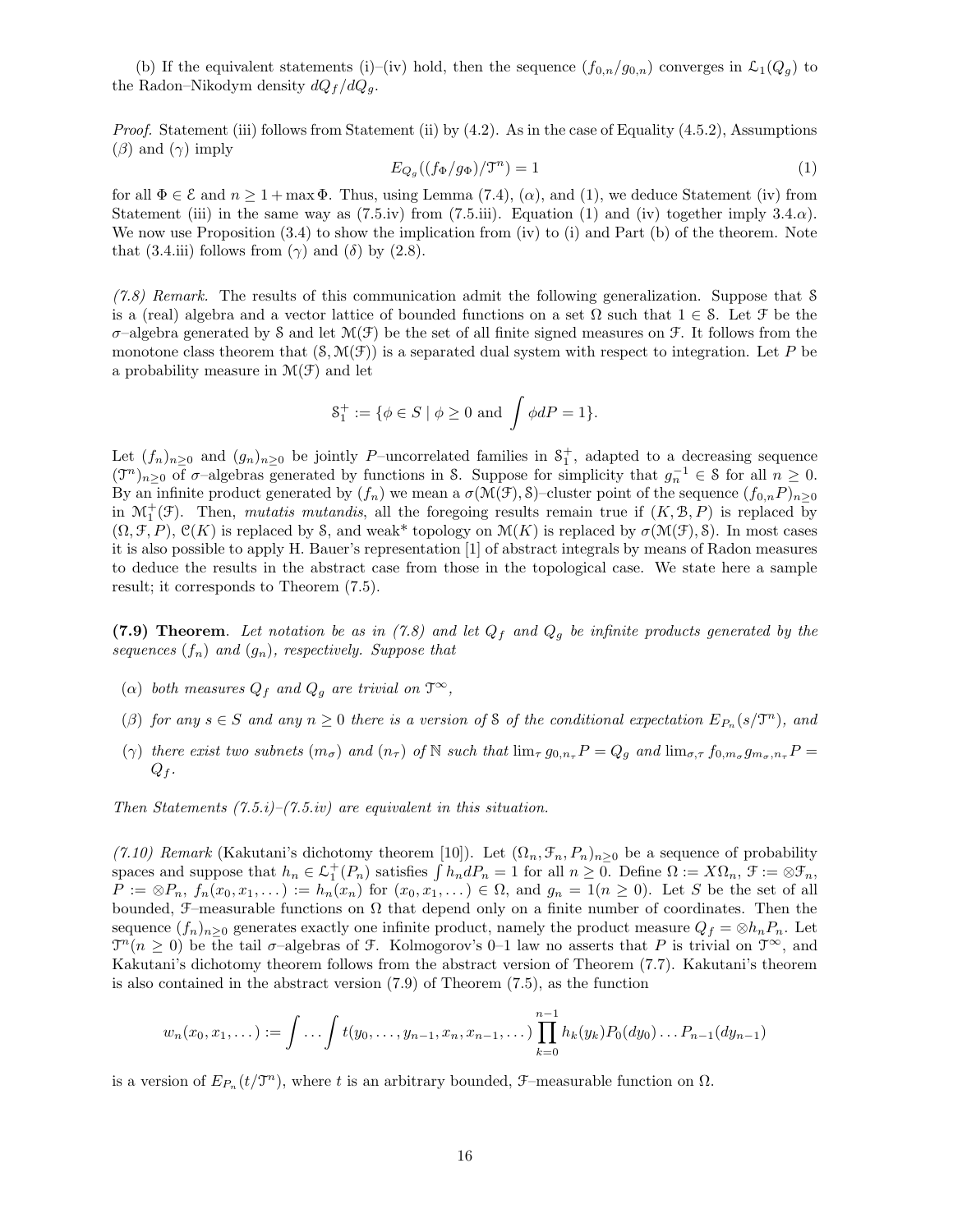(b) If the equivalent statements (i)–(iv) hold, then the sequence $(f_{0,n}/g_{0,n})$ converges in $\mathcal{L}_1(Q_g)$ to the Radon–Nikodym density $dQ_f/dQ_g$.

*Proof.* Statement (iii) follows from Statement (ii) by (4.2). As in the case of Equality (4.5.2), Assumptions $(\beta)$ and $(\gamma)$ imply

$$E_{Q_g}((f_\Phi/g_\Phi)/\mathcal{T}^n) = 1 \tag{1}$$

for all $\Phi \in \mathcal{E}$ and $n \geq 1 + \max \Phi$. Thus, using Lemma (7.4), $(\alpha)$, and (1), we deduce Statement (iv) from Statement (iii) in the same way as (7.5.iv) from (7.5.iii). Equation (1) and (iv) together imply 3.4.$\alpha$). We now use Proposition (3.4) to show the implication from (iv) to (i) and Part (b) of the theorem. Note that (3.4.iii) follows from $(\gamma)$ and $(\delta)$ by (2.8).

*(7.8) Remark.* The results of this communication admit the following generalization. Suppose that $\mathcal{S}$ is a (real) algebra and a vector lattice of bounded functions on a set $\Omega$ such that $1 \in \mathcal{S}$. Let $\mathcal{F}$ be the $\sigma$–algebra generated by $\mathcal{S}$ and let $\mathcal{M}(\mathcal{F})$ be the set of all finite signed measures on $\mathcal{F}$. It follows from the monotone class theorem that $(\mathcal{S}, \mathcal{M}(\mathcal{F}))$ is a separated dual system with respect to integration. Let $P$ be a probability measure in $\mathcal{M}(\mathcal{F})$ and let

$$\mathcal{S}_1^+ := \{\phi \in S \mid \phi \geq 0 \text{ and } \int \phi dP = 1\}.$$

Let $(f_n)_{n\geq 0}$ and $(g_n)_{n\geq 0}$ be jointly $P$–uncorrelated families in $\mathcal{S}_1^+$, adapted to a decreasing sequence $(\mathcal{T}^n)_{n\geq 0}$ of $\sigma$–algebras generated by functions in $\mathcal{S}$. Suppose for simplicity that $g_n^{-1} \in \mathcal{S}$ for all $n \geq 0$. By an infinite product generated by $(f_n)$ we mean a $\sigma(\mathcal{M}(\mathcal{F}), \mathcal{S})$–cluster point of the sequence $(f_{0,n}P)_{n\geq 0}$ in $\mathcal{M}_1^+(\mathcal{F})$. Then, *mutatis mutandis*, all the foregoing results remain true if $(K, \mathcal{B}, P)$ is replaced by $(\Omega, \mathcal{F}, P)$, $\mathcal{C}(K)$ is replaced by $\mathcal{S}$, and weak* topology on $\mathcal{M}(K)$ is replaced by $\sigma(\mathcal{M}(\mathcal{F}), \mathcal{S})$. In most cases it is also possible to apply H. Bauer's representation [1] of abstract integrals by means of Radon measures to deduce the results in the abstract case from those in the topological case. We state here a sample result; it corresponds to Theorem (7.5).

**(7.9) Theorem**. *Let notation be as in (7.8) and let $Q_f$ and $Q_g$ be infinite products generated by the sequences $(f_n)$ and $(g_n)$, respectively. Suppose that*

- $(\alpha)$ *both measures $Q_f$ and $Q_g$ are trivial on $\mathcal{T}^\infty$,*
- $(\beta)$ *for any $s \in S$ and any $n \geq 0$ there is a version of $\mathcal{S}$ of the conditional expectation $E_{P_n}(s/\mathcal{T}^n)$, and*
- $(\gamma)$ *there exist two subnets $(m_\sigma)$ and $(n_\tau)$ of $\mathbb{N}$ such that $\lim_\tau g_{0,n_\tau}P = Q_g$ and $\lim_{\sigma,\tau} f_{0,m_\sigma} g_{m_\sigma,n_\tau} P = Q_f$.*

*Then Statements (7.5.i)–(7.5.iv) are equivalent in this situation.*

*(7.10) Remark* (Kakutani's dichotomy theorem [10]). Let $(\Omega_n, \mathcal{F}_n, P_n)_{n\geq 0}$ be a sequence of probability spaces and suppose that $h_n \in \mathcal{L}_1^+(P_n)$ satisfies $\int h_n dP_n = 1$ for all $n \geq 0$. Define $\Omega := X\Omega_n$, $\mathcal{F} := \otimes \mathcal{F}_n$, $P := \otimes P_n$, $f_n(x_0, x_1, \dots) := h_n(x_n)$ for $(x_0, x_1, \dots) \in \Omega$, and $g_n = 1 (n \geq 0)$. Let $S$ be the set of all bounded, $\mathcal{F}$–measurable functions on $\Omega$ that depend only on a finite number of coordinates. Then the sequence $(f_n)_{n\geq 0}$ generates exactly one infinite product, namely the product measure $Q_f = \otimes h_n P_n$. Let $\mathcal{T}^n (n \geq 0)$ be the tail $\sigma$–algebras of $\mathcal{F}$. Kolmogorov's 0–1 law no asserts that $P$ is trivial on $\mathcal{T}^\infty$, and Kakutani's dichotomy theorem follows from the abstract version of Theorem (7.7). Kakutani's theorem is also contained in the abstract version (7.9) of Theorem (7.5), as the function

$$w_n(x_0, x_1, \dots) := \int \dots \int t(y_0, \dots, y_{n-1}, x_n, x_{n-1}, \dots) \prod_{k=0}^{n-1} h_k(y_k) P_0(dy_0) \dots P_{n-1}(dy_{n-1})$$

is a version of $E_{P_n}(t/\mathcal{T}^n)$, where $t$ is an arbitrary bounded, $\mathcal{F}$–measurable function on $\Omega$.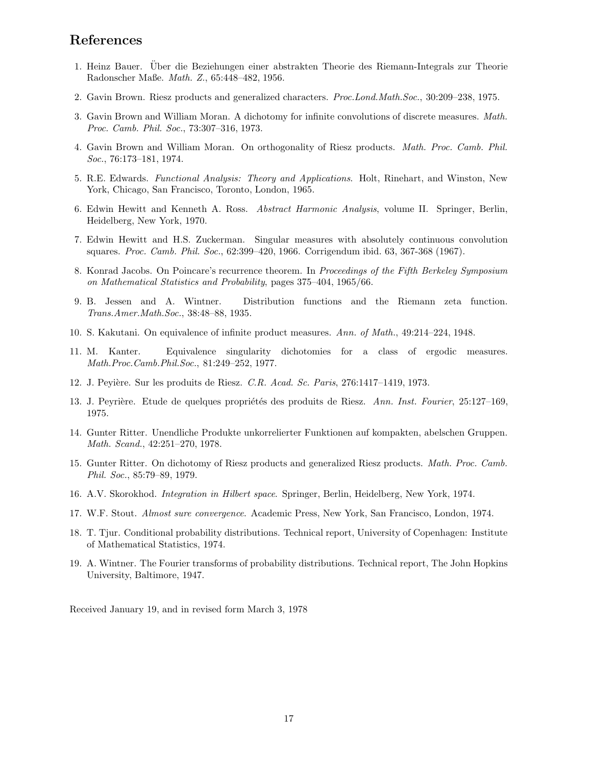## References

1. Heinz Bauer. Über die Beziehungen einer abstrakten Theorie des Riemann-Integrals zur Theorie Radonscher Maße. *Math. Z.*, 65:448–482, 1956.
2. Gavin Brown. Riesz products and generalized characters. *Proc.Lond.Math.Soc.*, 30:209–238, 1975.
3. Gavin Brown and William Moran. A dichotomy for infinite convolutions of discrete measures. *Math. Proc. Camb. Phil. Soc.*, 73:307–316, 1973.
4. Gavin Brown and William Moran. On orthogonality of Riesz products. *Math. Proc. Camb. Phil. Soc.*, 76:173–181, 1974.
5. R.E. Edwards. *Functional Analysis: Theory and Applications*. Holt, Rinehart, and Winston, New York, Chicago, San Francisco, Toronto, London, 1965.
6. Edwin Hewitt and Kenneth A. Ross. *Abstract Harmonic Analysis*, volume II. Springer, Berlin, Heidelberg, New York, 1970.
7. Edwin Hewitt and H.S. Zuckerman. Singular measures with absolutely continuous convolution squares. *Proc. Camb. Phil. Soc.*, 62:399–420, 1966. Corrigendum ibid. 63, 367-368 (1967).
8. Konrad Jacobs. On Poincare's recurrence theorem. In *Proceedings of the Fifth Berkeley Symposium on Mathematical Statistics and Probability*, pages 375–404, 1965/66.
9. B. Jessen and A. Wintner. Distribution functions and the Riemann zeta function. *Trans.Amer.Math.Soc.*, 38:48–88, 1935.
10. S. Kakutani. On equivalence of infinite product measures. *Ann. of Math.*, 49:214–224, 1948.
11. M. Kanter. Equivalence singularity dichotomies for a class of ergodic measures. *Math.Proc.Camb.Phil.Soc.*, 81:249–252, 1977.
12. J. Peyière. Sur les produits de Riesz. *C.R. Acad. Sc. Paris*, 276:1417–1419, 1973.
13. J. Peyrière. Etude de quelques propriétés des produits de Riesz. *Ann. Inst. Fourier*, 25:127–169, 1975.
14. Gunter Ritter. Unendliche Produkte unkorrelierter Funktionen auf kompakten, abelschen Gruppen. *Math. Scand.*, 42:251–270, 1978.
15. Gunter Ritter. On dichotomy of Riesz products and generalized Riesz products. *Math. Proc. Camb. Phil. Soc.*, 85:79–89, 1979.
16. A.V. Skorokhod. *Integration in Hilbert space*. Springer, Berlin, Heidelberg, New York, 1974.
17. W.F. Stout. *Almost sure convergence*. Academic Press, New York, San Francisco, London, 1974.
18. T. Tjur. Conditional probability distributions. Technical report, University of Copenhagen: Institute of Mathematical Statistics, 1974.
19. A. Wintner. The Fourier transforms of probability distributions. Technical report, The John Hopkins University, Baltimore, 1947.

Received January 19, and in revised form March 3, 1978